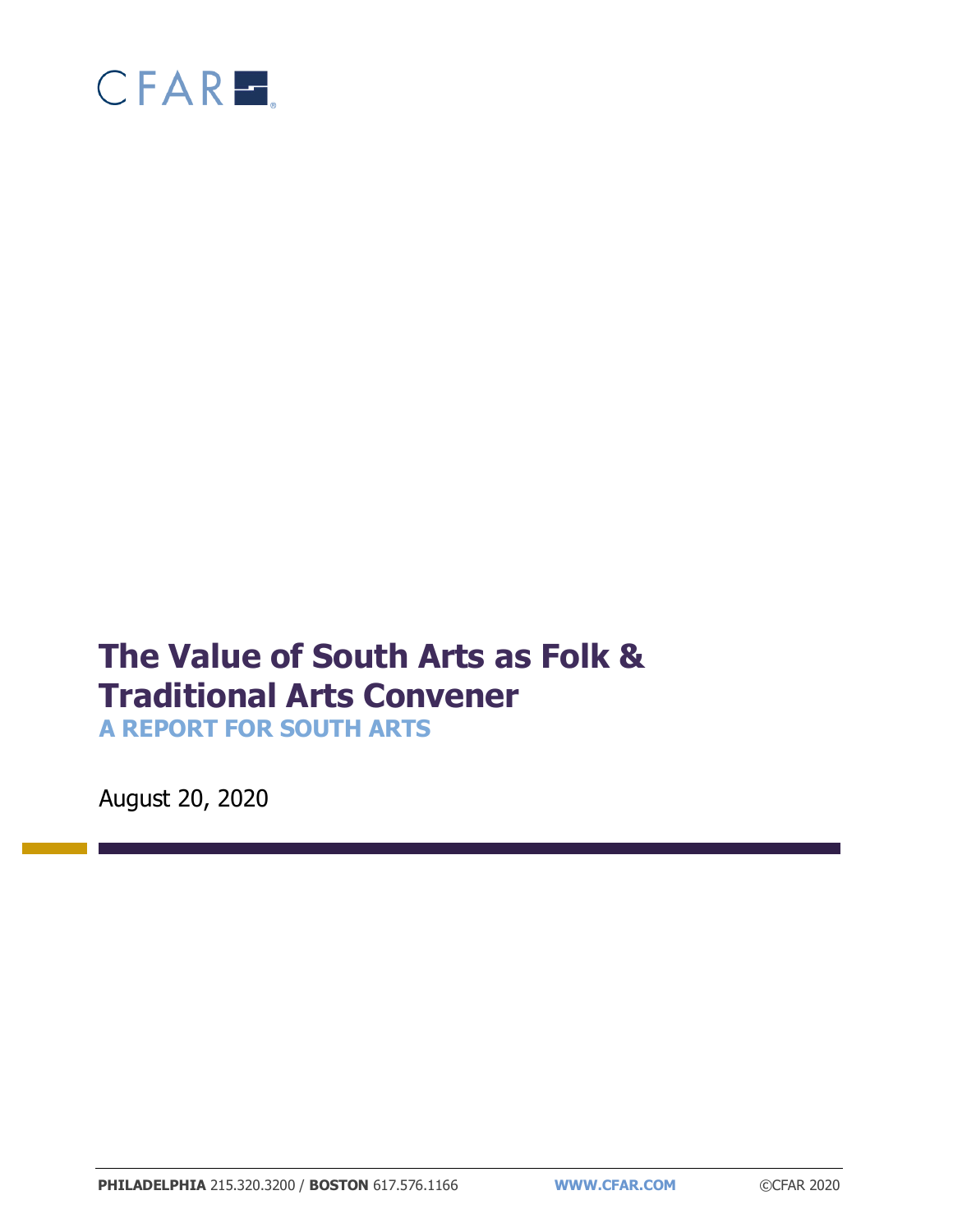CFAR

# The Value of South Arts as Folk & Traditional Arts Convener

## A REPORT FOR SOUTH ARTS

August 20, 2020

**PHILADELPHIA** 215.320.3200 / **BOSTON** 617.576.1166 **WWW.CFAR.COM** ©CFAR 2020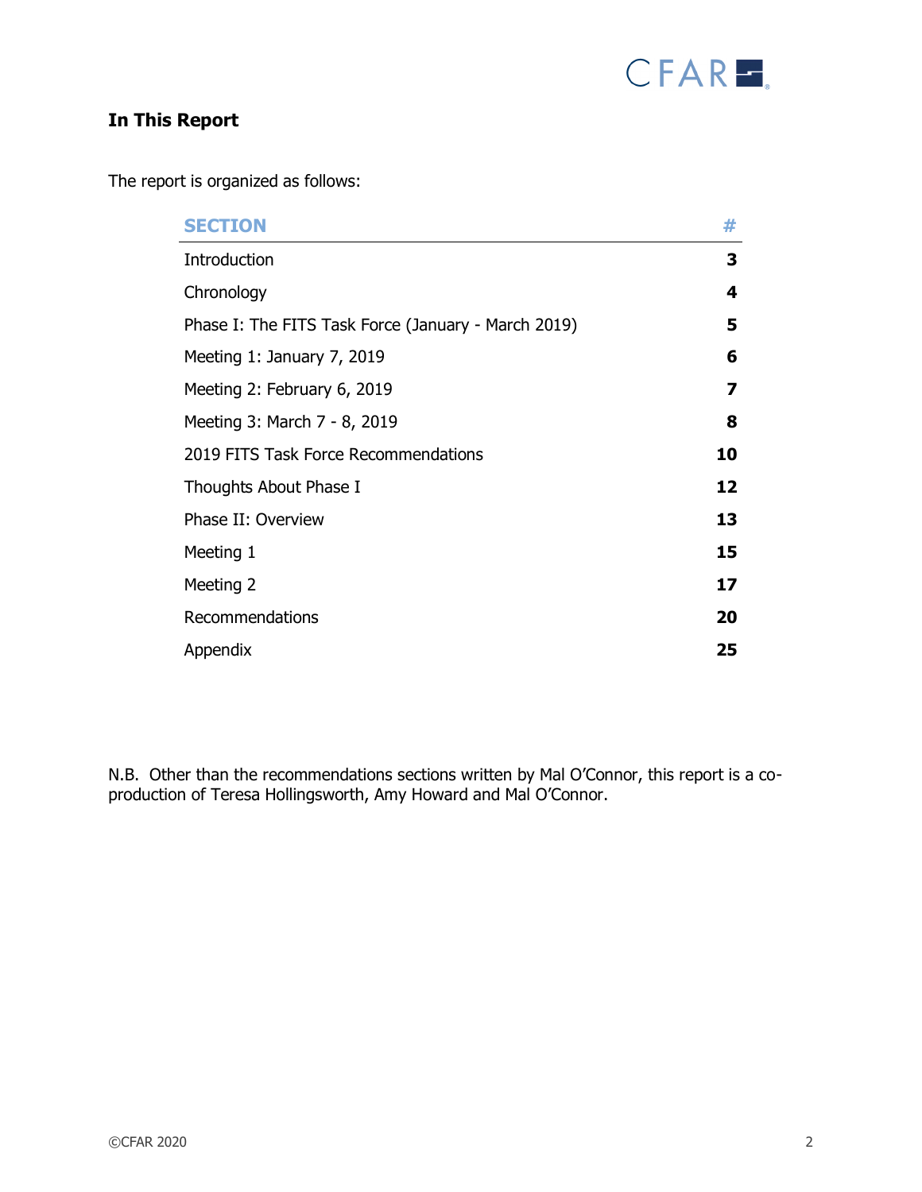## In This Report

The report is organized as follows:

| SECTION | # |
| --- | --- |
| Introduction | **3** |
| Chronology | **4** |
| Phase I: The FITS Task Force (January - March 2019) | **5** |
| Meeting 1: January 7, 2019 | **6** |
| Meeting 2: February 6, 2019 | **7** |
| Meeting 3: March 7 - 8, 2019 | **8** |
| 2019 FITS Task Force Recommendations | **10** |
| Thoughts About Phase I | **12** |
| Phase II: Overview | **13** |
| Meeting 1 | **15** |
| Meeting 2 | **17** |
| Recommendations | **20** |
| Appendix | **25** |

N.B. Other than the recommendations sections written by Mal O'Connor, this report is a co-production of Teresa Hollingsworth, Amy Howard and Mal O'Connor.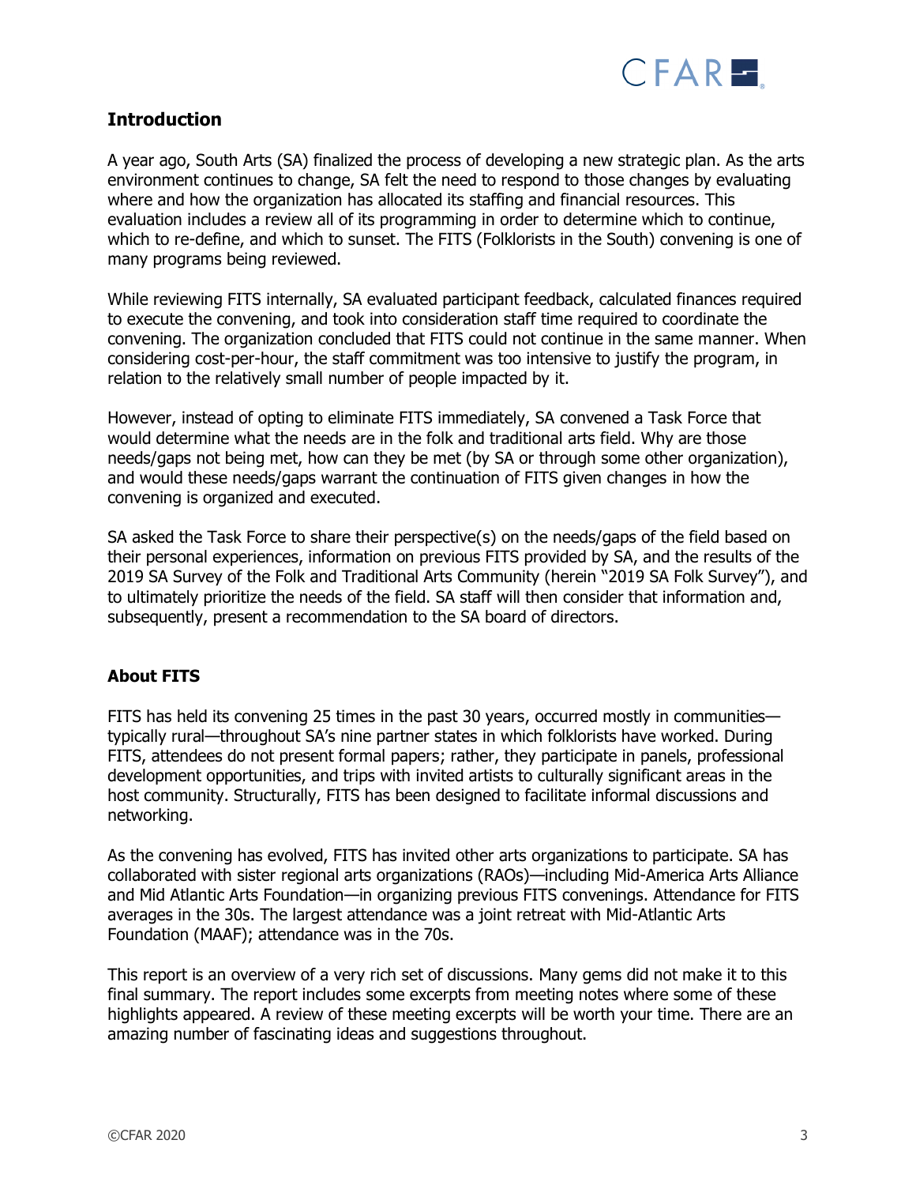## Introduction

A year ago, South Arts (SA) finalized the process of developing a new strategic plan. As the arts environment continues to change, SA felt the need to respond to those changes by evaluating where and how the organization has allocated its staffing and financial resources. This evaluation includes a review all of its programming in order to determine which to continue, which to re-define, and which to sunset. The FITS (Folklorists in the South) convening is one of many programs being reviewed.

While reviewing FITS internally, SA evaluated participant feedback, calculated finances required to execute the convening, and took into consideration staff time required to coordinate the convening. The organization concluded that FITS could not continue in the same manner. When considering cost-per-hour, the staff commitment was too intensive to justify the program, in relation to the relatively small number of people impacted by it.

However, instead of opting to eliminate FITS immediately, SA convened a Task Force that would determine what the needs are in the folk and traditional arts field. Why are those needs/gaps not being met, how can they be met (by SA or through some other organization), and would these needs/gaps warrant the continuation of FITS given changes in how the convening is organized and executed.

SA asked the Task Force to share their perspective(s) on the needs/gaps of the field based on their personal experiences, information on previous FITS provided by SA, and the results of the 2019 SA Survey of the Folk and Traditional Arts Community (herein "2019 SA Folk Survey"), and to ultimately prioritize the needs of the field. SA staff will then consider that information and, subsequently, present a recommendation to the SA board of directors.

## About FITS

FITS has held its convening 25 times in the past 30 years, occurred mostly in communities—typically rural—throughout SA's nine partner states in which folklorists have worked. During FITS, attendees do not present formal papers; rather, they participate in panels, professional development opportunities, and trips with invited artists to culturally significant areas in the host community. Structurally, FITS has been designed to facilitate informal discussions and networking.

As the convening has evolved, FITS has invited other arts organizations to participate. SA has collaborated with sister regional arts organizations (RAOs)—including Mid-America Arts Alliance and Mid Atlantic Arts Foundation—in organizing previous FITS convenings. Attendance for FITS averages in the 30s. The largest attendance was a joint retreat with Mid-Atlantic Arts Foundation (MAAF); attendance was in the 70s.

This report is an overview of a very rich set of discussions. Many gems did not make it to this final summary. The report includes some excerpts from meeting notes where some of these highlights appeared. A review of these meeting excerpts will be worth your time. There are an amazing number of fascinating ideas and suggestions throughout.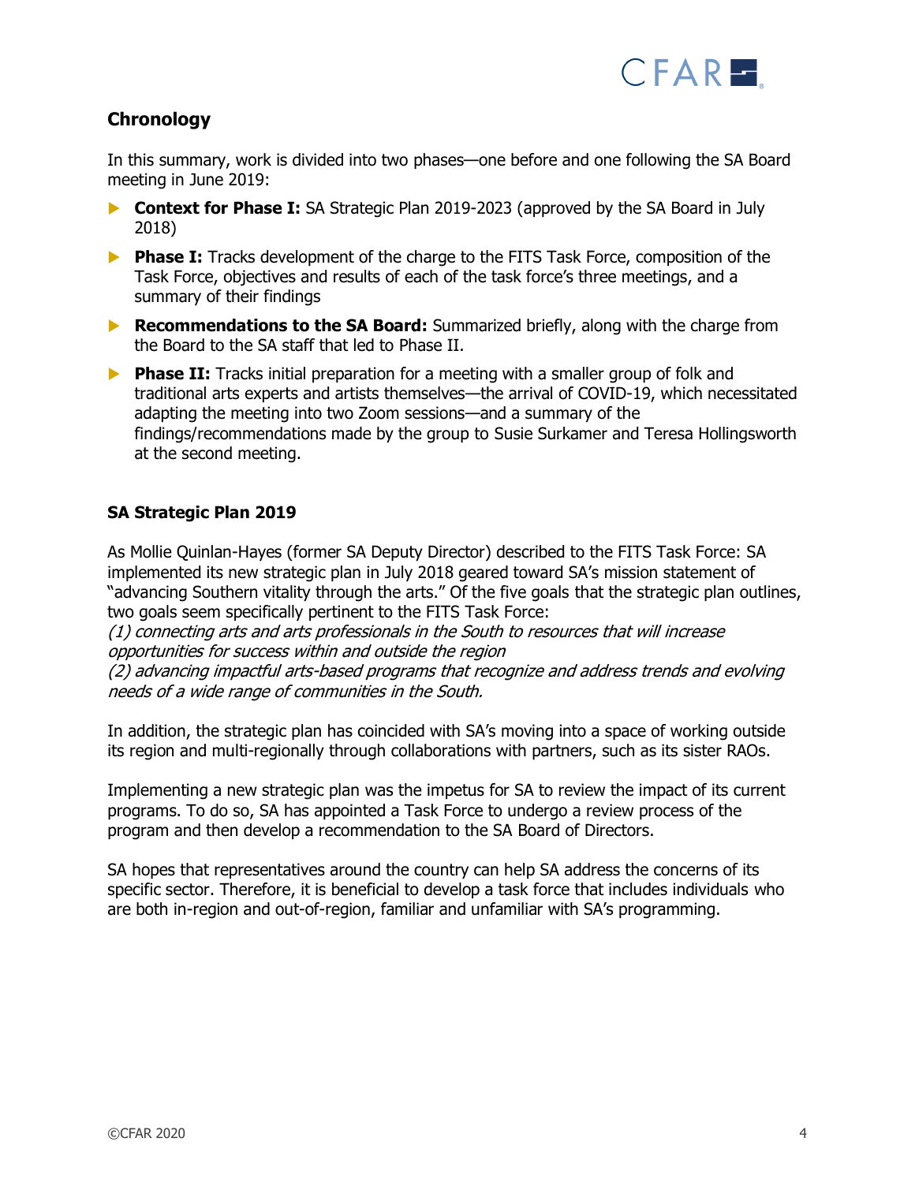## Chronology

In this summary, work is divided into two phases—one before and one following the SA Board meeting in June 2019:

- **Context for Phase I:** SA Strategic Plan 2019-2023 (approved by the SA Board in July 2018)
- **Phase I:** Tracks development of the charge to the FITS Task Force, composition of the Task Force, objectives and results of each of the task force's three meetings, and a summary of their findings
- **Recommendations to the SA Board:** Summarized briefly, along with the charge from the Board to the SA staff that led to Phase II.
- **Phase II:** Tracks initial preparation for a meeting with a smaller group of folk and traditional arts experts and artists themselves—the arrival of COVID-19, which necessitated adapting the meeting into two Zoom sessions—and a summary of the findings/recommendations made by the group to Susie Surkamer and Teresa Hollingsworth at the second meeting.

### SA Strategic Plan 2019

As Mollie Quinlan-Hayes (former SA Deputy Director) described to the FITS Task Force: SA implemented its new strategic plan in July 2018 geared toward SA's mission statement of "advancing Southern vitality through the arts." Of the five goals that the strategic plan outlines, two goals seem specifically pertinent to the FITS Task Force:
*(1) connecting arts and arts professionals in the South to resources that will increase opportunities for success within and outside the region*
*(2) advancing impactful arts-based programs that recognize and address trends and evolving needs of a wide range of communities in the South.*

In addition, the strategic plan has coincided with SA's moving into a space of working outside its region and multi-regionally through collaborations with partners, such as its sister RAOs.

Implementing a new strategic plan was the impetus for SA to review the impact of its current programs. To do so, SA has appointed a Task Force to undergo a review process of the program and then develop a recommendation to the SA Board of Directors.

SA hopes that representatives around the country can help SA address the concerns of its specific sector. Therefore, it is beneficial to develop a task force that includes individuals who are both in-region and out-of-region, familiar and unfamiliar with SA's programming.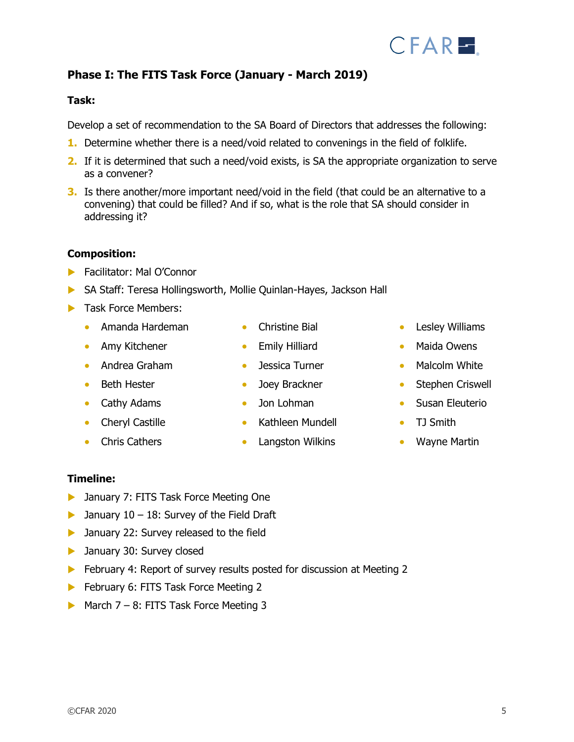## Phase I: The FITS Task Force (January - March 2019)

**Task:**

Develop a set of recommendation to the SA Board of Directors that addresses the following:

1. Determine whether there is a need/void related to convenings in the field of folklife.
2. If it is determined that such a need/void exists, is SA the appropriate organization to serve as a convener?
3. Is there another/more important need/void in the field (that could be an alternative to a convening) that could be filled? And if so, what is the role that SA should consider in addressing it?

**Composition:**

- Facilitator: Mal O'Connor
- SA Staff: Teresa Hollingsworth, Mollie Quinlan-Hayes, Jackson Hall
- Task Force Members:
  - Amanda Hardeman
  - Amy Kitchener
  - Andrea Graham
  - Beth Hester
  - Cathy Adams
  - Cheryl Castille
  - Chris Cathers
  - Christine Bial
  - Emily Hilliard
  - Jessica Turner
  - Joey Brackner
  - Jon Lohman
  - Kathleen Mundell
  - Langston Wilkins
  - Lesley Williams
  - Maida Owens
  - Malcolm White
  - Stephen Criswell
  - Susan Eleuterio
  - TJ Smith
  - Wayne Martin

**Timeline:**

- January 7: FITS Task Force Meeting One
- January 10 – 18: Survey of the Field Draft
- January 22: Survey released to the field
- January 30: Survey closed
- February 4: Report of survey results posted for discussion at Meeting 2
- February 6: FITS Task Force Meeting 2
- March 7 – 8: FITS Task Force Meeting 3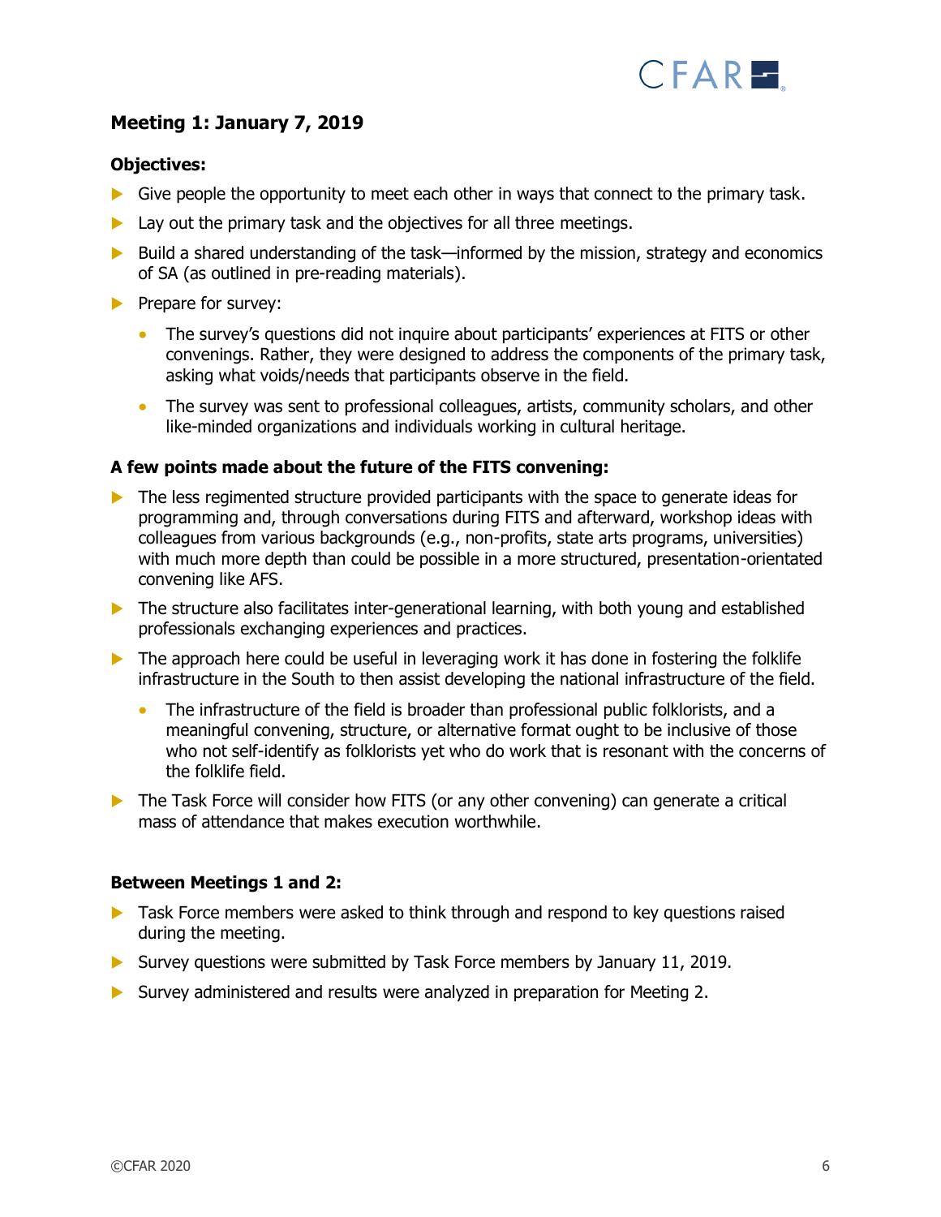### Meeting 1: January 7, 2019

**Objectives:**

- Give people the opportunity to meet each other in ways that connect to the primary task.
- Lay out the primary task and the objectives for all three meetings.
- Build a shared understanding of the task—informed by the mission, strategy and economics of SA (as outlined in pre-reading materials).
- Prepare for survey:
  - The survey's questions did not inquire about participants' experiences at FITS or other convenings. Rather, they were designed to address the components of the primary task, asking what voids/needs that participants observe in the field.
  - The survey was sent to professional colleagues, artists, community scholars, and other like-minded organizations and individuals working in cultural heritage.

**A few points made about the future of the FITS convening:**

- The less regimented structure provided participants with the space to generate ideas for programming and, through conversations during FITS and afterward, workshop ideas with colleagues from various backgrounds (e.g., non-profits, state arts programs, universities) with much more depth than could be possible in a more structured, presentation-orientated convening like AFS.
- The structure also facilitates inter-generational learning, with both young and established professionals exchanging experiences and practices.
- The approach here could be useful in leveraging work it has done in fostering the folklife infrastructure in the South to then assist developing the national infrastructure of the field.
  - The infrastructure of the field is broader than professional public folklorists, and a meaningful convening, structure, or alternative format ought to be inclusive of those who not self-identify as folklorists yet who do work that is resonant with the concerns of the folklife field.
- The Task Force will consider how FITS (or any other convening) can generate a critical mass of attendance that makes execution worthwhile.

**Between Meetings 1 and 2:**

- Task Force members were asked to think through and respond to key questions raised during the meeting.
- Survey questions were submitted by Task Force members by January 11, 2019.
- Survey administered and results were analyzed in preparation for Meeting 2.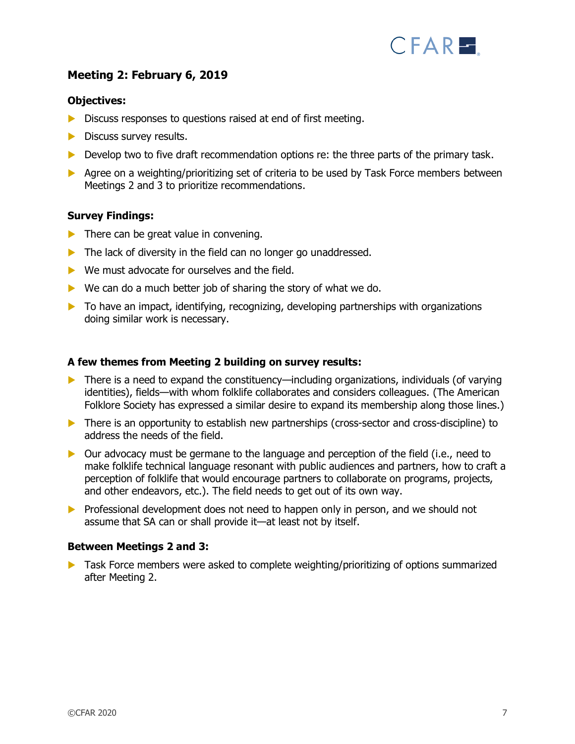## Meeting 2: February 6, 2019

### Objectives:

- Discuss responses to questions raised at end of first meeting.
- Discuss survey results.
- Develop two to five draft recommendation options re: the three parts of the primary task.
- Agree on a weighting/prioritizing set of criteria to be used by Task Force members between Meetings 2 and 3 to prioritize recommendations.

### Survey Findings:

- There can be great value in convening.
- The lack of diversity in the field can no longer go unaddressed.
- We must advocate for ourselves and the field.
- We can do a much better job of sharing the story of what we do.
- To have an impact, identifying, recognizing, developing partnerships with organizations doing similar work is necessary.

### A few themes from Meeting 2 building on survey results:

- There is a need to expand the constituency—including organizations, individuals (of varying identities), fields—with whom folklife collaborates and considers colleagues. (The American Folklore Society has expressed a similar desire to expand its membership along those lines.)
- There is an opportunity to establish new partnerships (cross-sector and cross-discipline) to address the needs of the field.
- Our advocacy must be germane to the language and perception of the field (i.e., need to make folklife technical language resonant with public audiences and partners, how to craft a perception of folklife that would encourage partners to collaborate on programs, projects, and other endeavors, etc.). The field needs to get out of its own way.
- Professional development does not need to happen only in person, and we should not assume that SA can or shall provide it—at least not by itself.

### Between Meetings 2 and 3:

- Task Force members were asked to complete weighting/prioritizing of options summarized after Meeting 2.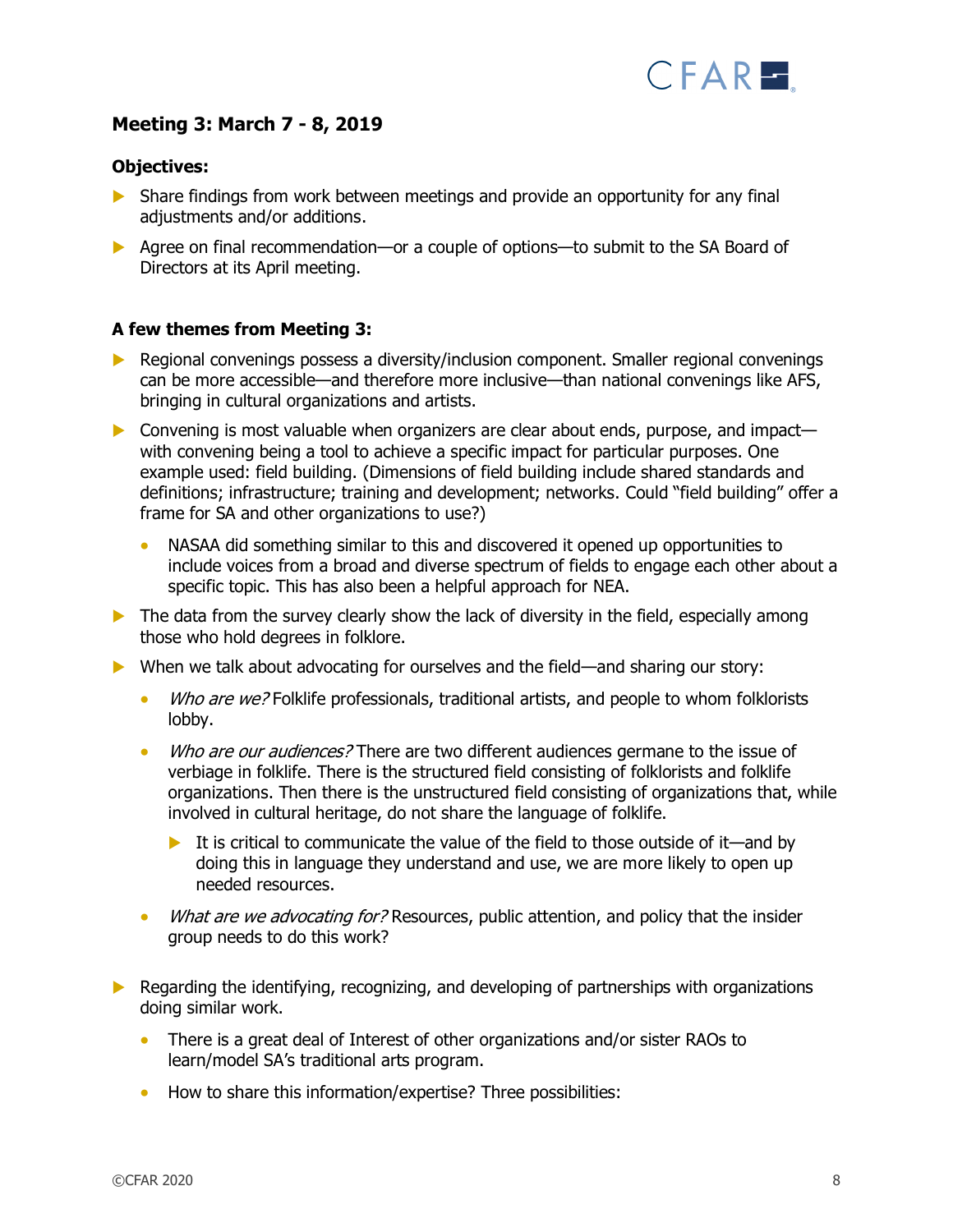### Meeting 3: March 7 - 8, 2019

**Objectives:**

- Share findings from work between meetings and provide an opportunity for any final adjustments and/or additions.
- Agree on final recommendation—or a couple of options—to submit to the SA Board of Directors at its April meeting.

**A few themes from Meeting 3:**

- Regional convenings possess a diversity/inclusion component. Smaller regional convenings can be more accessible—and therefore more inclusive—than national convenings like AFS, bringing in cultural organizations and artists.
- Convening is most valuable when organizers are clear about ends, purpose, and impact—with convening being a tool to achieve a specific impact for particular purposes. One example used: field building. (Dimensions of field building include shared standards and definitions; infrastructure; training and development; networks. Could "field building" offer a frame for SA and other organizations to use?)
  - NASAA did something similar to this and discovered it opened up opportunities to include voices from a broad and diverse spectrum of fields to engage each other about a specific topic. This has also been a helpful approach for NEA.
- The data from the survey clearly show the lack of diversity in the field, especially among those who hold degrees in folklore.
- When we talk about advocating for ourselves and the field—and sharing our story:
  - *Who are we?* Folklife professionals, traditional artists, and people to whom folklorists lobby.
  - *Who are our audiences?* There are two different audiences germane to the issue of verbiage in folklife. There is the structured field consisting of folklorists and folklife organizations. Then there is the unstructured field consisting of organizations that, while involved in cultural heritage, do not share the language of folklife.
    - It is critical to communicate the value of the field to those outside of it—and by doing this in language they understand and use, we are more likely to open up needed resources.
  - *What are we advocating for?* Resources, public attention, and policy that the insider group needs to do this work?
- Regarding the identifying, recognizing, and developing of partnerships with organizations doing similar work.
  - There is a great deal of Interest of other organizations and/or sister RAOs to learn/model SA's traditional arts program.
  - How to share this information/expertise? Three possibilities: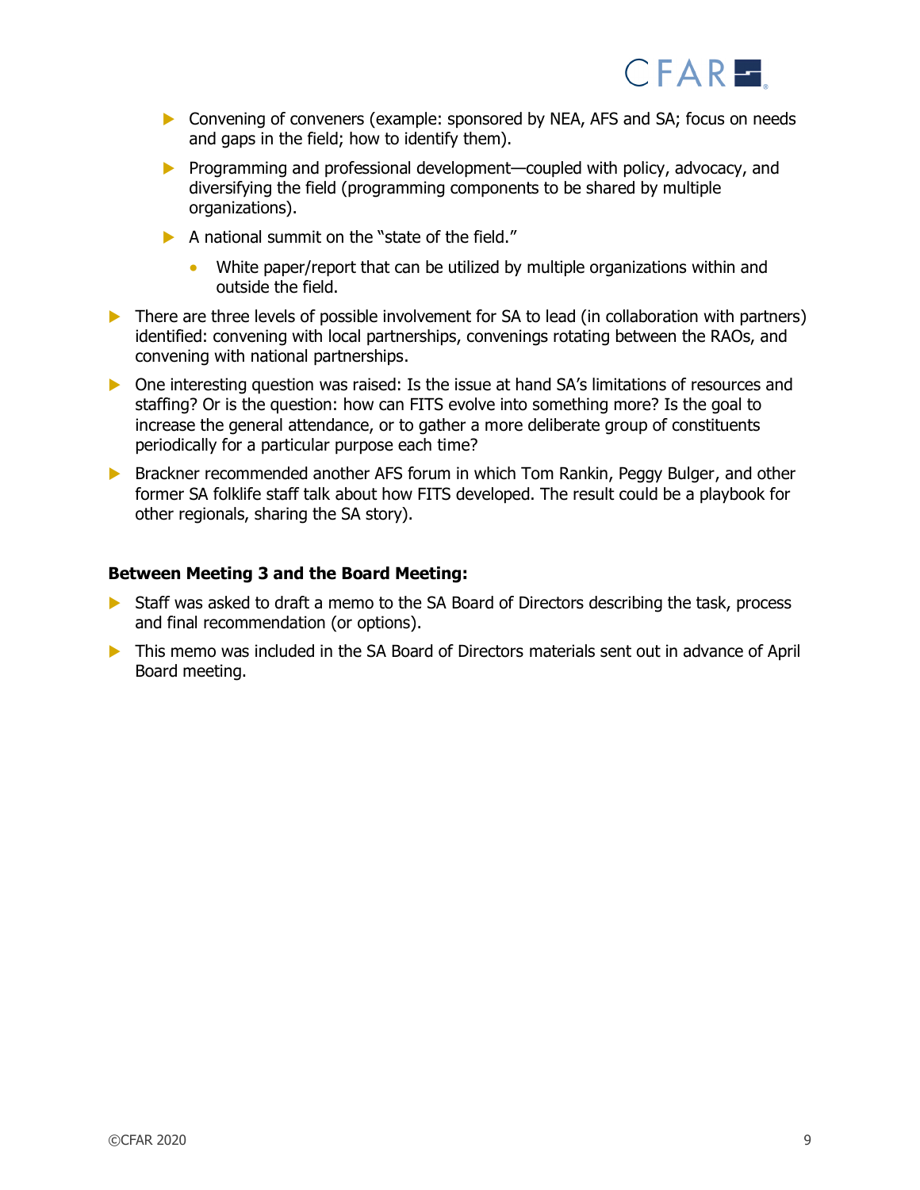- Convening of conveners (example: sponsored by NEA, AFS and SA; focus on needs and gaps in the field; how to identify them).
  - Programming and professional development—coupled with policy, advocacy, and diversifying the field (programming components to be shared by multiple organizations).
  - A national summit on the "state of the field."
    - White paper/report that can be utilized by multiple organizations within and outside the field.
- There are three levels of possible involvement for SA to lead (in collaboration with partners) identified: convening with local partnerships, convenings rotating between the RAOs, and convening with national partnerships.
- One interesting question was raised: Is the issue at hand SA's limitations of resources and staffing? Or is the question: how can FITS evolve into something more? Is the goal to increase the general attendance, or to gather a more deliberate group of constituents periodically for a particular purpose each time?
- Brackner recommended another AFS forum in which Tom Rankin, Peggy Bulger, and other former SA folklife staff talk about how FITS developed. The result could be a playbook for other regionals, sharing the SA story).

**Between Meeting 3 and the Board Meeting:**

- Staff was asked to draft a memo to the SA Board of Directors describing the task, process and final recommendation (or options).
- This memo was included in the SA Board of Directors materials sent out in advance of April Board meeting.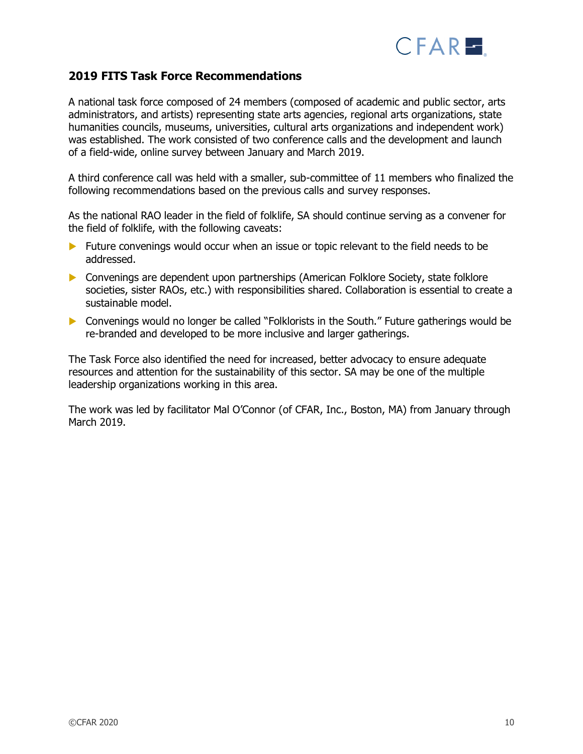## 2019 FITS Task Force Recommendations

A national task force composed of 24 members (composed of academic and public sector, arts administrators, and artists) representing state arts agencies, regional arts organizations, state humanities councils, museums, universities, cultural arts organizations and independent work) was established. The work consisted of two conference calls and the development and launch of a field-wide, online survey between January and March 2019.

A third conference call was held with a smaller, sub-committee of 11 members who finalized the following recommendations based on the previous calls and survey responses.

As the national RAO leader in the field of folklife, SA should continue serving as a convener for the field of folklife, with the following caveats:

- Future convenings would occur when an issue or topic relevant to the field needs to be addressed.
- Convenings are dependent upon partnerships (American Folklore Society, state folklore societies, sister RAOs, etc.) with responsibilities shared. Collaboration is essential to create a sustainable model.
- Convenings would no longer be called "Folklorists in the South." Future gatherings would be re-branded and developed to be more inclusive and larger gatherings.

The Task Force also identified the need for increased, better advocacy to ensure adequate resources and attention for the sustainability of this sector. SA may be one of the multiple leadership organizations working in this area.

The work was led by facilitator Mal O'Connor (of CFAR, Inc., Boston, MA) from January through March 2019.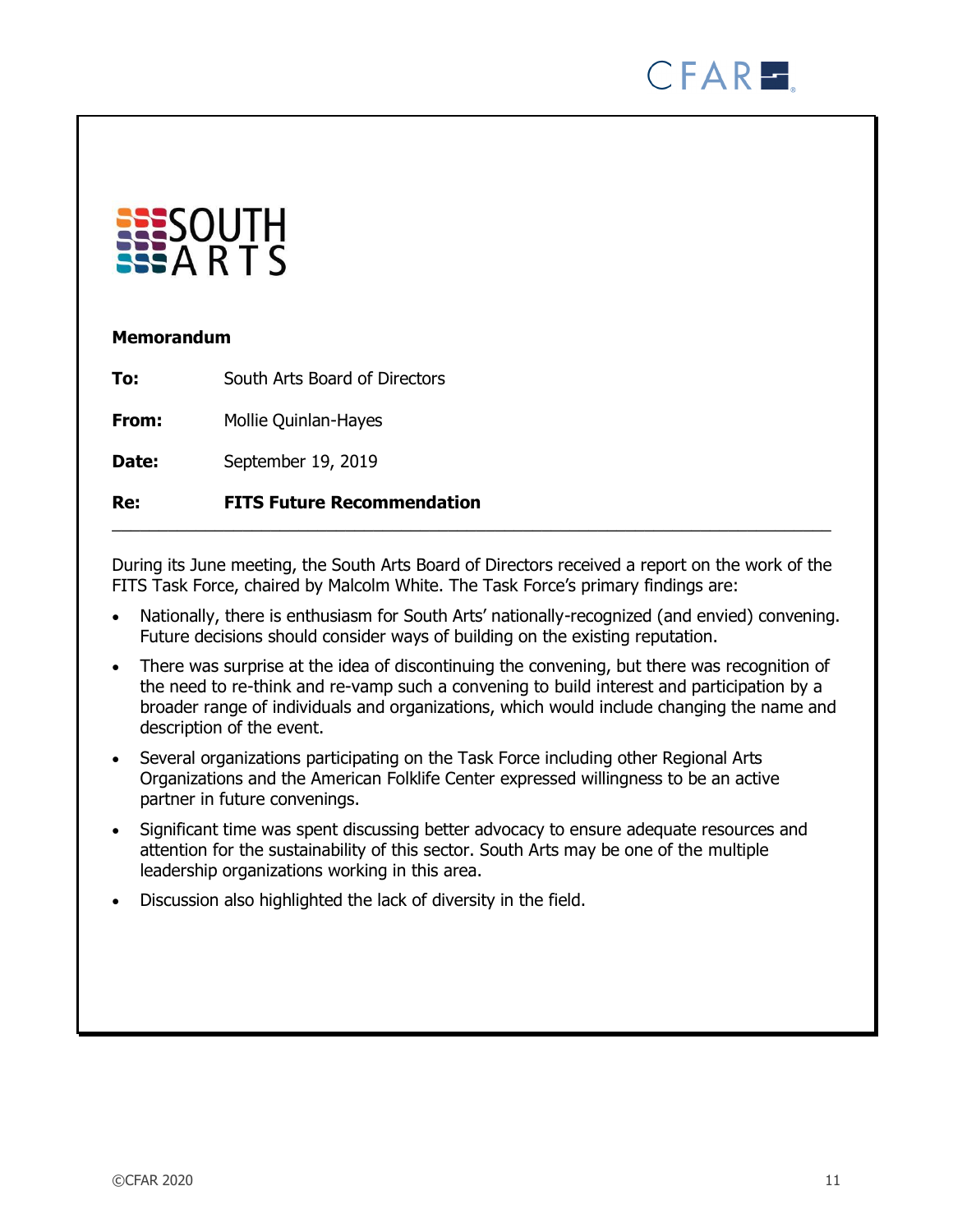SOUTH ARTS

**Memorandum**

**To:** South Arts Board of Directors

**From:** Mollie Quinlan-Hayes

**Date:** September 19, 2019

**Re:** **FITS Future Recommendation**

---

During its June meeting, the South Arts Board of Directors received a report on the work of the FITS Task Force, chaired by Malcolm White. The Task Force's primary findings are:

- Nationally, there is enthusiasm for South Arts' nationally-recognized (and envied) convening. Future decisions should consider ways of building on the existing reputation.
- There was surprise at the idea of discontinuing the convening, but there was recognition of the need to re-think and re-vamp such a convening to build interest and participation by a broader range of individuals and organizations, which would include changing the name and description of the event.
- Several organizations participating on the Task Force including other Regional Arts Organizations and the American Folklife Center expressed willingness to be an active partner in future convenings.
- Significant time was spent discussing better advocacy to ensure adequate resources and attention for the sustainability of this sector. South Arts may be one of the multiple leadership organizations working in this area.
- Discussion also highlighted the lack of diversity in the field.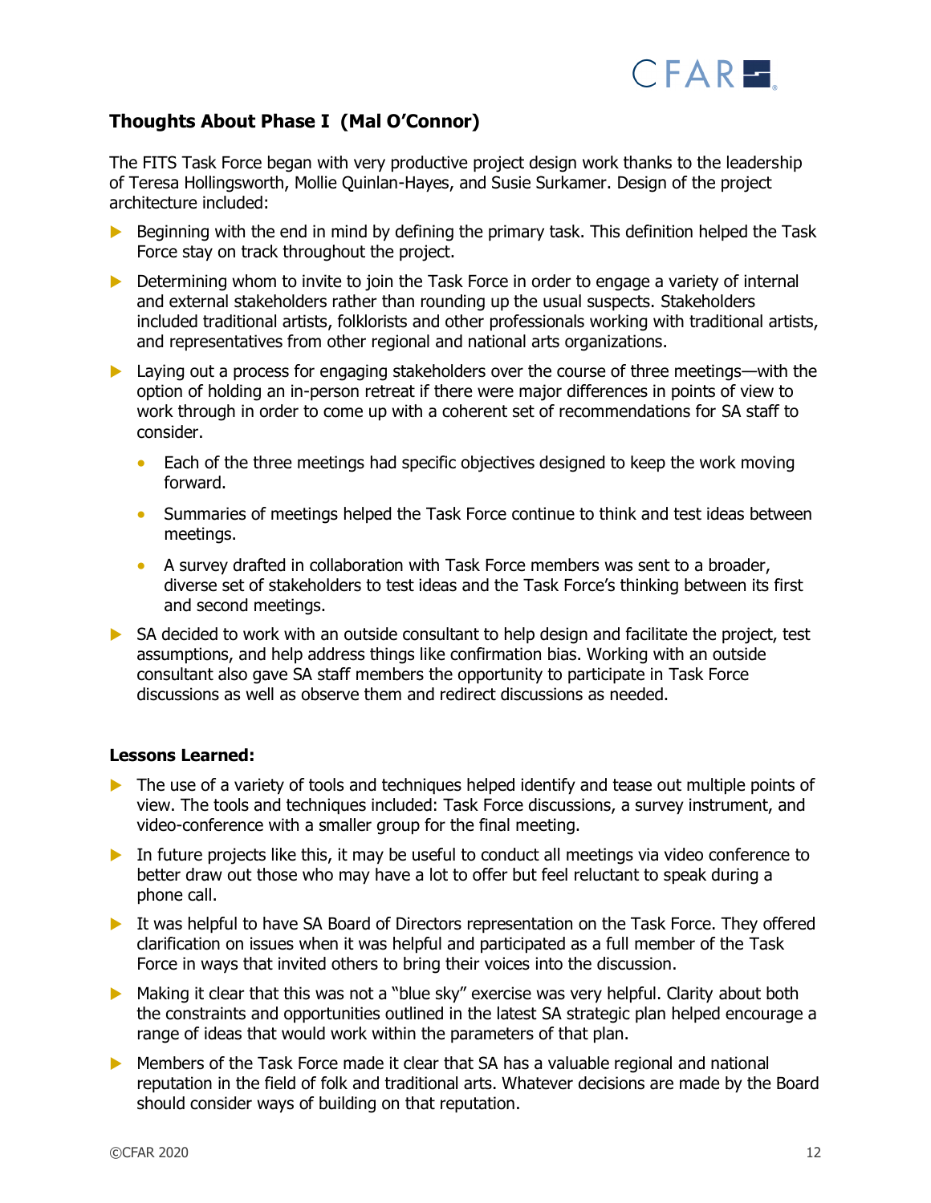## Thoughts About Phase I (Mal O'Connor)

The FITS Task Force began with very productive project design work thanks to the leadership of Teresa Hollingsworth, Mollie Quinlan-Hayes, and Susie Surkamer. Design of the project architecture included:

- Beginning with the end in mind by defining the primary task. This definition helped the Task Force stay on track throughout the project.
- Determining whom to invite to join the Task Force in order to engage a variety of internal and external stakeholders rather than rounding up the usual suspects. Stakeholders included traditional artists, folklorists and other professionals working with traditional artists, and representatives from other regional and national arts organizations.
- Laying out a process for engaging stakeholders over the course of three meetings—with the option of holding an in-person retreat if there were major differences in points of view to work through in order to come up with a coherent set of recommendations for SA staff to consider.
  - Each of the three meetings had specific objectives designed to keep the work moving forward.
  - Summaries of meetings helped the Task Force continue to think and test ideas between meetings.
  - A survey drafted in collaboration with Task Force members was sent to a broader, diverse set of stakeholders to test ideas and the Task Force's thinking between its first and second meetings.
- SA decided to work with an outside consultant to help design and facilitate the project, test assumptions, and help address things like confirmation bias. Working with an outside consultant also gave SA staff members the opportunity to participate in Task Force discussions as well as observe them and redirect discussions as needed.

**Lessons Learned:**

- The use of a variety of tools and techniques helped identify and tease out multiple points of view. The tools and techniques included: Task Force discussions, a survey instrument, and video-conference with a smaller group for the final meeting.
- In future projects like this, it may be useful to conduct all meetings via video conference to better draw out those who may have a lot to offer but feel reluctant to speak during a phone call.
- It was helpful to have SA Board of Directors representation on the Task Force. They offered clarification on issues when it was helpful and participated as a full member of the Task Force in ways that invited others to bring their voices into the discussion.
- Making it clear that this was not a "blue sky" exercise was very helpful. Clarity about both the constraints and opportunities outlined in the latest SA strategic plan helped encourage a range of ideas that would work within the parameters of that plan.
- Members of the Task Force made it clear that SA has a valuable regional and national reputation in the field of folk and traditional arts. Whatever decisions are made by the Board should consider ways of building on that reputation.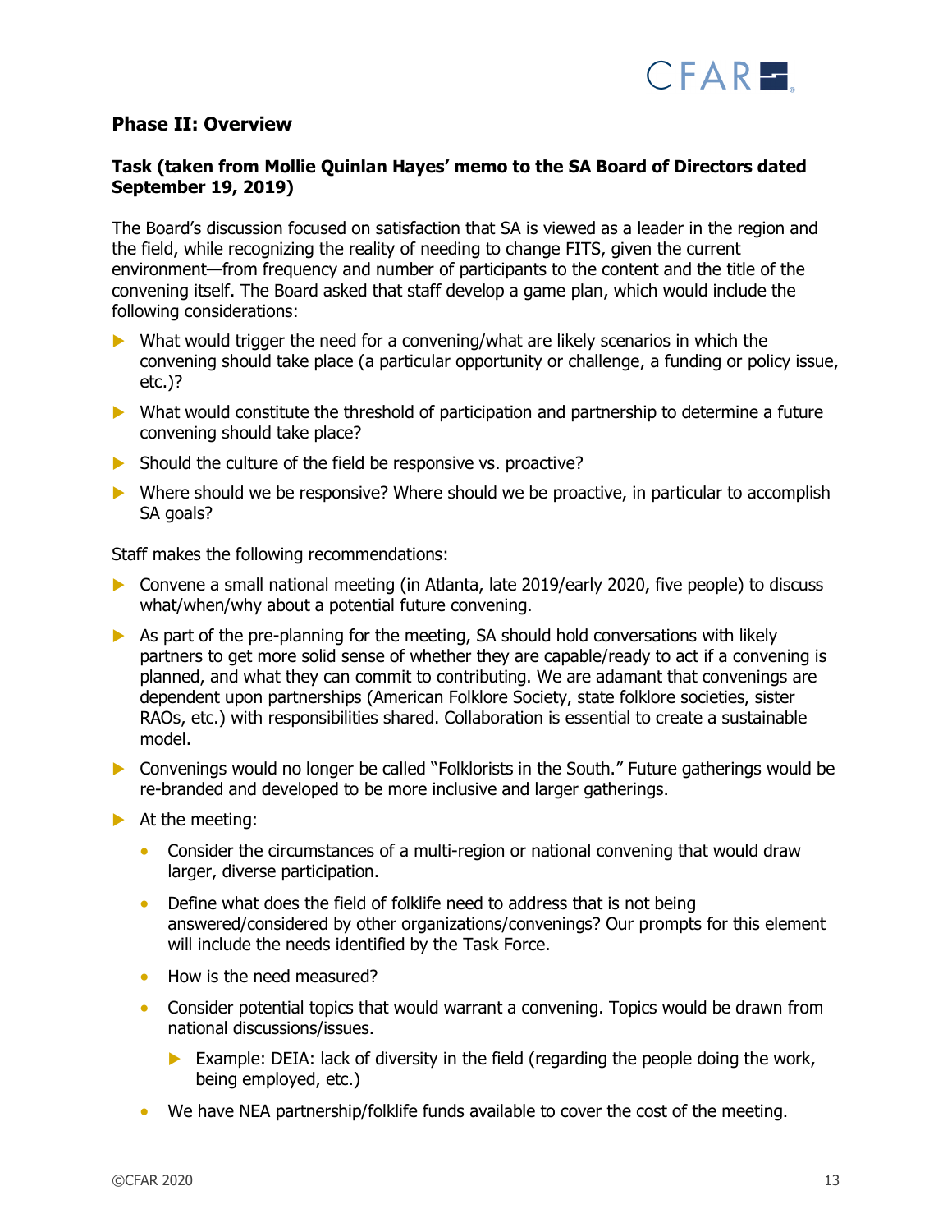## Phase II: Overview

### Task (taken from Mollie Quinlan Hayes' memo to the SA Board of Directors dated September 19, 2019)

The Board's discussion focused on satisfaction that SA is viewed as a leader in the region and the field, while recognizing the reality of needing to change FITS, given the current environment—from frequency and number of participants to the content and the title of the convening itself. The Board asked that staff develop a game plan, which would include the following considerations:

- What would trigger the need for a convening/what are likely scenarios in which the convening should take place (a particular opportunity or challenge, a funding or policy issue, etc.)?
- What would constitute the threshold of participation and partnership to determine a future convening should take place?
- Should the culture of the field be responsive vs. proactive?
- Where should we be responsive? Where should we be proactive, in particular to accomplish SA goals?

Staff makes the following recommendations:

- Convene a small national meeting (in Atlanta, late 2019/early 2020, five people) to discuss what/when/why about a potential future convening.
- As part of the pre-planning for the meeting, SA should hold conversations with likely partners to get more solid sense of whether they are capable/ready to act if a convening is planned, and what they can commit to contributing. We are adamant that convenings are dependent upon partnerships (American Folklore Society, state folklore societies, sister RAOs, etc.) with responsibilities shared. Collaboration is essential to create a sustainable model.
- Convenings would no longer be called "Folklorists in the South." Future gatherings would be re-branded and developed to be more inclusive and larger gatherings.
- At the meeting:
  - Consider the circumstances of a multi-region or national convening that would draw larger, diverse participation.
  - Define what does the field of folklife need to address that is not being answered/considered by other organizations/convenings? Our prompts for this element will include the needs identified by the Task Force.
  - How is the need measured?
  - Consider potential topics that would warrant a convening. Topics would be drawn from national discussions/issues.
    - Example: DEIA: lack of diversity in the field (regarding the people doing the work, being employed, etc.)
  - We have NEA partnership/folklife funds available to cover the cost of the meeting.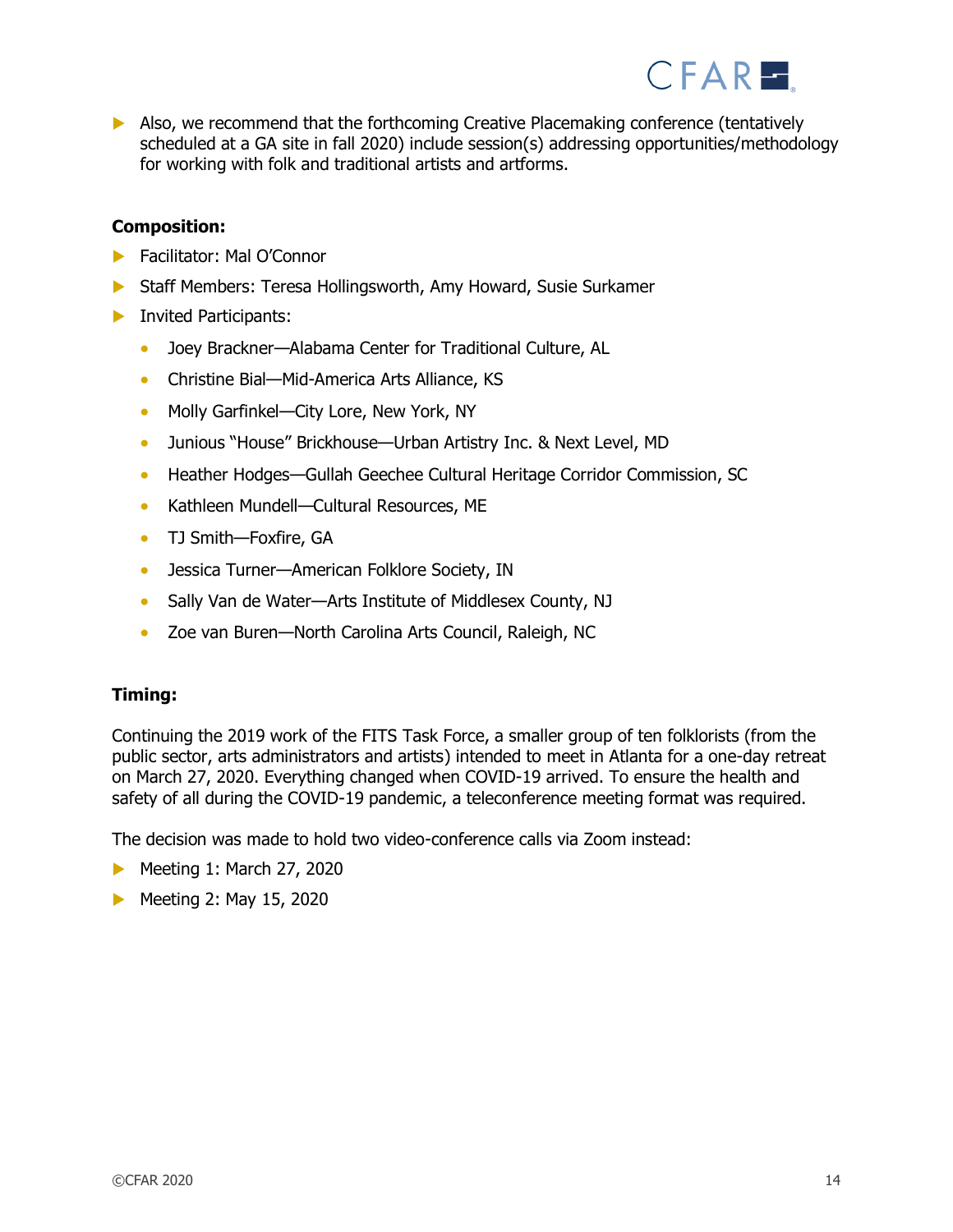- Also, we recommend that the forthcoming Creative Placemaking conference (tentatively scheduled at a GA site in fall 2020) include session(s) addressing opportunities/methodology for working with folk and traditional artists and artforms.

**Composition:**

- Facilitator: Mal O'Connor
- Staff Members: Teresa Hollingsworth, Amy Howard, Susie Surkamer
- Invited Participants:
  - Joey Brackner—Alabama Center for Traditional Culture, AL
  - Christine Bial—Mid-America Arts Alliance, KS
  - Molly Garfinkel—City Lore, New York, NY
  - Junious "House" Brickhouse—Urban Artistry Inc. & Next Level, MD
  - Heather Hodges—Gullah Geechee Cultural Heritage Corridor Commission, SC
  - Kathleen Mundell—Cultural Resources, ME
  - TJ Smith—Foxfire, GA
  - Jessica Turner—American Folklore Society, IN
  - Sally Van de Water—Arts Institute of Middlesex County, NJ
  - Zoe van Buren—North Carolina Arts Council, Raleigh, NC

**Timing:**

Continuing the 2019 work of the FITS Task Force, a smaller group of ten folklorists (from the public sector, arts administrators and artists) intended to meet in Atlanta for a one-day retreat on March 27, 2020. Everything changed when COVID-19 arrived. To ensure the health and safety of all during the COVID-19 pandemic, a teleconference meeting format was required.

The decision was made to hold two video-conference calls via Zoom instead:

- Meeting 1: March 27, 2020
- Meeting 2: May 15, 2020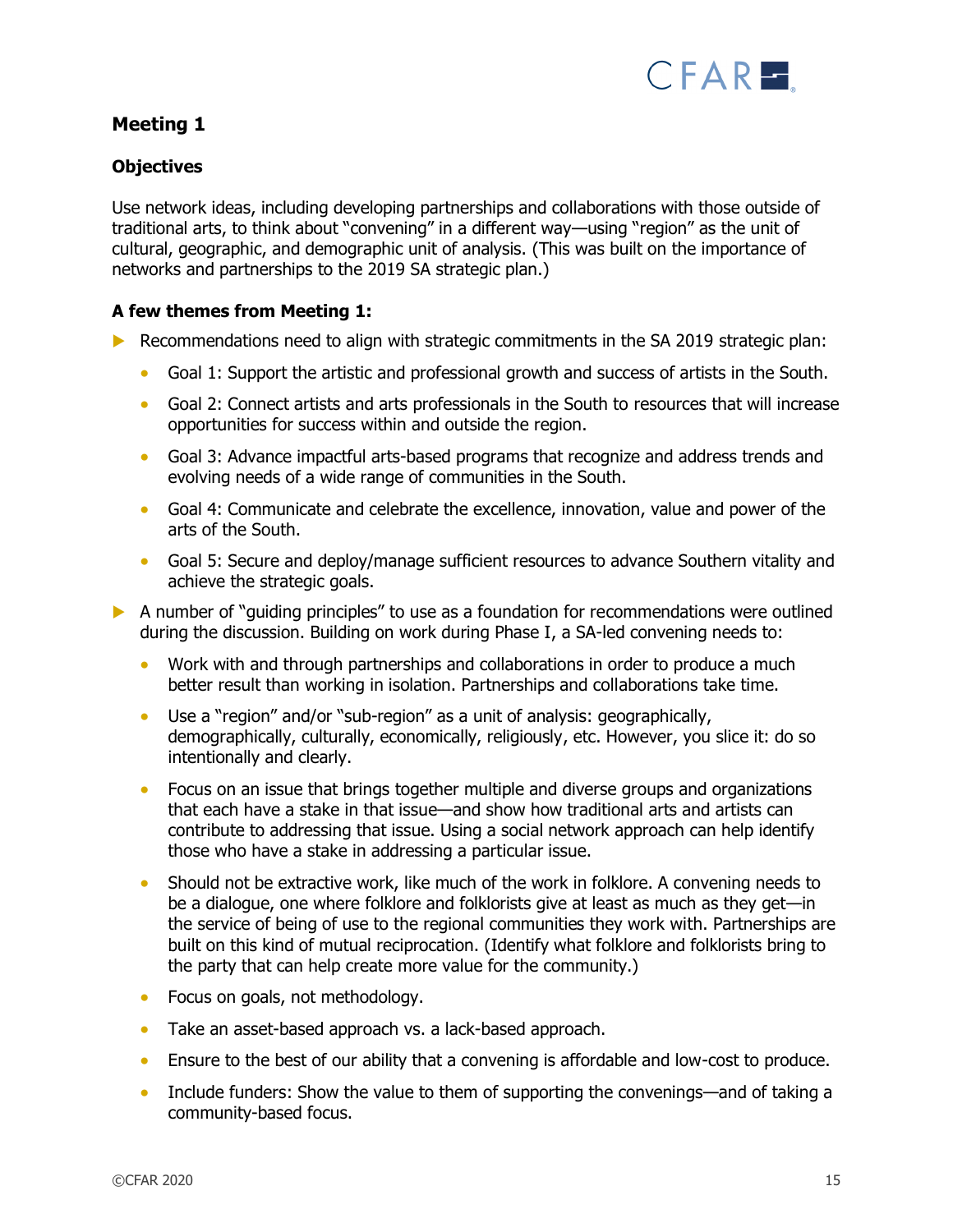## Meeting 1

### Objectives

Use network ideas, including developing partnerships and collaborations with those outside of traditional arts, to think about "convening" in a different way—using "region" as the unit of cultural, geographic, and demographic unit of analysis. (This was built on the importance of networks and partnerships to the 2019 SA strategic plan.)

### A few themes from Meeting 1:

- Recommendations need to align with strategic commitments in the SA 2019 strategic plan:
  - Goal 1: Support the artistic and professional growth and success of artists in the South.
  - Goal 2: Connect artists and arts professionals in the South to resources that will increase opportunities for success within and outside the region.
  - Goal 3: Advance impactful arts-based programs that recognize and address trends and evolving needs of a wide range of communities in the South.
  - Goal 4: Communicate and celebrate the excellence, innovation, value and power of the arts of the South.
  - Goal 5: Secure and deploy/manage sufficient resources to advance Southern vitality and achieve the strategic goals.
- A number of "guiding principles" to use as a foundation for recommendations were outlined during the discussion. Building on work during Phase I, a SA-led convening needs to:
  - Work with and through partnerships and collaborations in order to produce a much better result than working in isolation. Partnerships and collaborations take time.
  - Use a "region" and/or "sub-region" as a unit of analysis: geographically, demographically, culturally, economically, religiously, etc. However, you slice it: do so intentionally and clearly.
  - Focus on an issue that brings together multiple and diverse groups and organizations that each have a stake in that issue—and show how traditional arts and artists can contribute to addressing that issue. Using a social network approach can help identify those who have a stake in addressing a particular issue.
  - Should not be extractive work, like much of the work in folklore. A convening needs to be a dialogue, one where folklore and folklorists give at least as much as they get—in the service of being of use to the regional communities they work with. Partnerships are built on this kind of mutual reciprocation. (Identify what folklore and folklorists bring to the party that can help create more value for the community.)
  - Focus on goals, not methodology.
  - Take an asset-based approach vs. a lack-based approach.
  - Ensure to the best of our ability that a convening is affordable and low-cost to produce.
  - Include funders: Show the value to them of supporting the convenings—and of taking a community-based focus.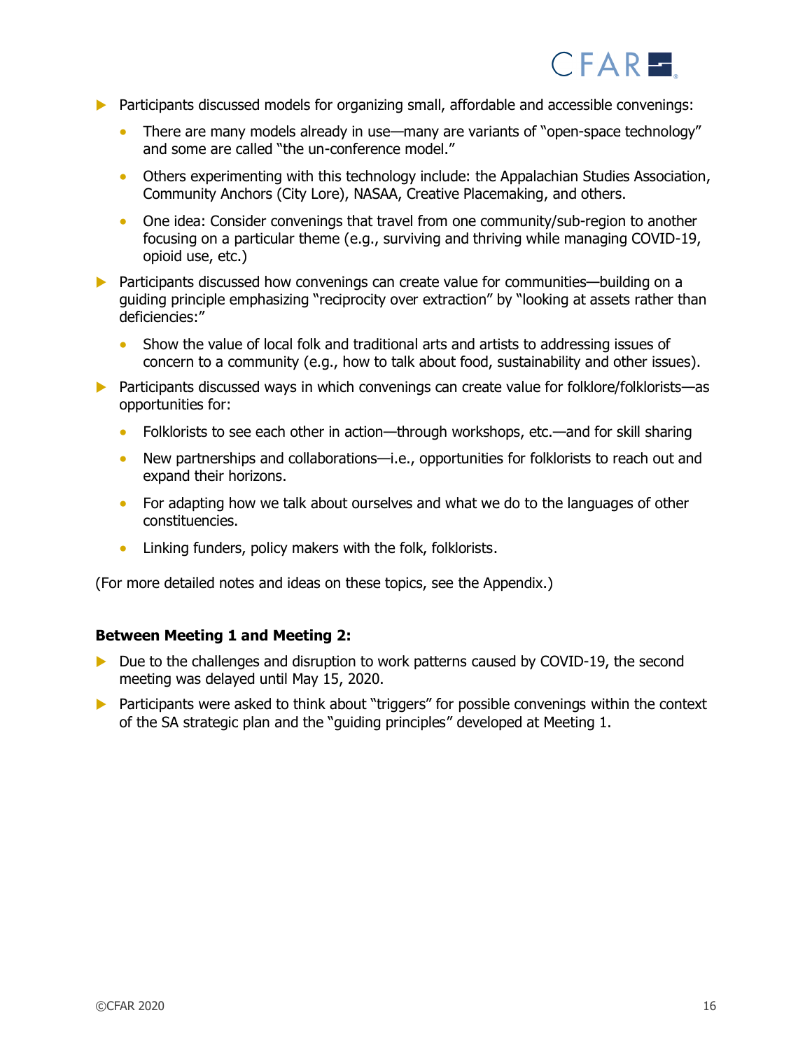- Participants discussed models for organizing small, affordable and accessible convenings:
  - There are many models already in use—many are variants of "open-space technology" and some are called "the un-conference model."
  - Others experimenting with this technology include: the Appalachian Studies Association, Community Anchors (City Lore), NASAA, Creative Placemaking, and others.
  - One idea: Consider convenings that travel from one community/sub-region to another focusing on a particular theme (e.g., surviving and thriving while managing COVID-19, opioid use, etc.)
- Participants discussed how convenings can create value for communities—building on a guiding principle emphasizing "reciprocity over extraction" by "looking at assets rather than deficiencies:"
  - Show the value of local folk and traditional arts and artists to addressing issues of concern to a community (e.g., how to talk about food, sustainability and other issues).
- Participants discussed ways in which convenings can create value for folklore/folklorists—as opportunities for:
  - Folklorists to see each other in action—through workshops, etc.—and for skill sharing
  - New partnerships and collaborations—i.e., opportunities for folklorists to reach out and expand their horizons.
  - For adapting how we talk about ourselves and what we do to the languages of other constituencies.
  - Linking funders, policy makers with the folk, folklorists.

(For more detailed notes and ideas on these topics, see the Appendix.)

**Between Meeting 1 and Meeting 2:**

- Due to the challenges and disruption to work patterns caused by COVID-19, the second meeting was delayed until May 15, 2020.
- Participants were asked to think about "triggers" for possible convenings within the context of the SA strategic plan and the "guiding principles" developed at Meeting 1.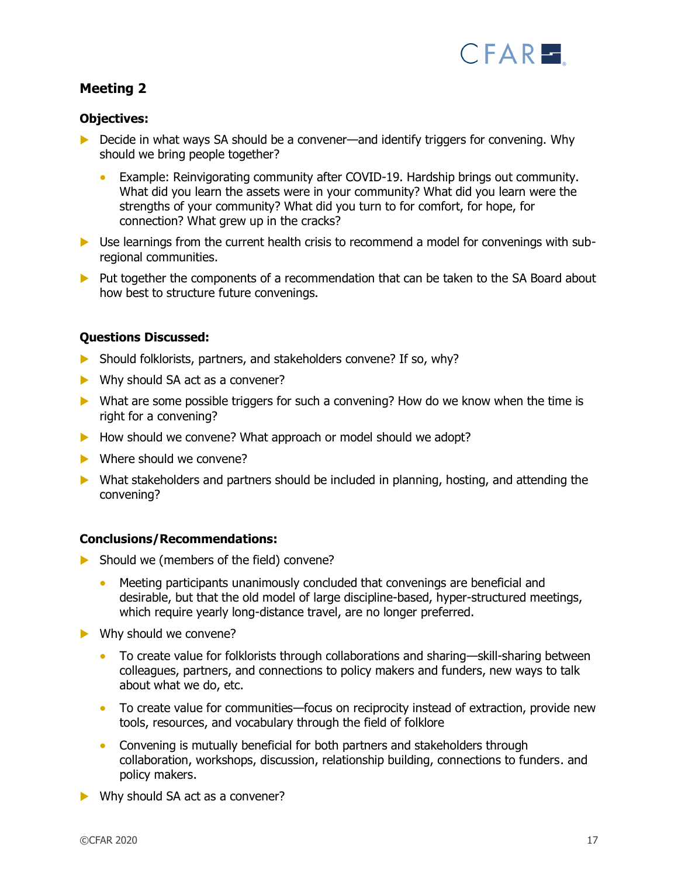## Meeting 2

**Objectives:**

- Decide in what ways SA should be a convener—and identify triggers for convening. Why should we bring people together?
  - Example: Reinvigorating community after COVID-19. Hardship brings out community. What did you learn the assets were in your community? What did you learn were the strengths of your community? What did you turn to for comfort, for hope, for connection? What grew up in the cracks?
- Use learnings from the current health crisis to recommend a model for convenings with sub-regional communities.
- Put together the components of a recommendation that can be taken to the SA Board about how best to structure future convenings.

**Questions Discussed:**

- Should folklorists, partners, and stakeholders convene? If so, why?
- Why should SA act as a convener?
- What are some possible triggers for such a convening? How do we know when the time is right for a convening?
- How should we convene? What approach or model should we adopt?
- Where should we convene?
- What stakeholders and partners should be included in planning, hosting, and attending the convening?

**Conclusions/Recommendations:**

- Should we (members of the field) convene?
  - Meeting participants unanimously concluded that convenings are beneficial and desirable, but that the old model of large discipline-based, hyper-structured meetings, which require yearly long-distance travel, are no longer preferred.
- Why should we convene?
  - To create value for folklorists through collaborations and sharing—skill-sharing between colleagues, partners, and connections to policy makers and funders, new ways to talk about what we do, etc.
  - To create value for communities—focus on reciprocity instead of extraction, provide new tools, resources, and vocabulary through the field of folklore
  - Convening is mutually beneficial for both partners and stakeholders through collaboration, workshops, discussion, relationship building, connections to funders. and policy makers.
- Why should SA act as a convener?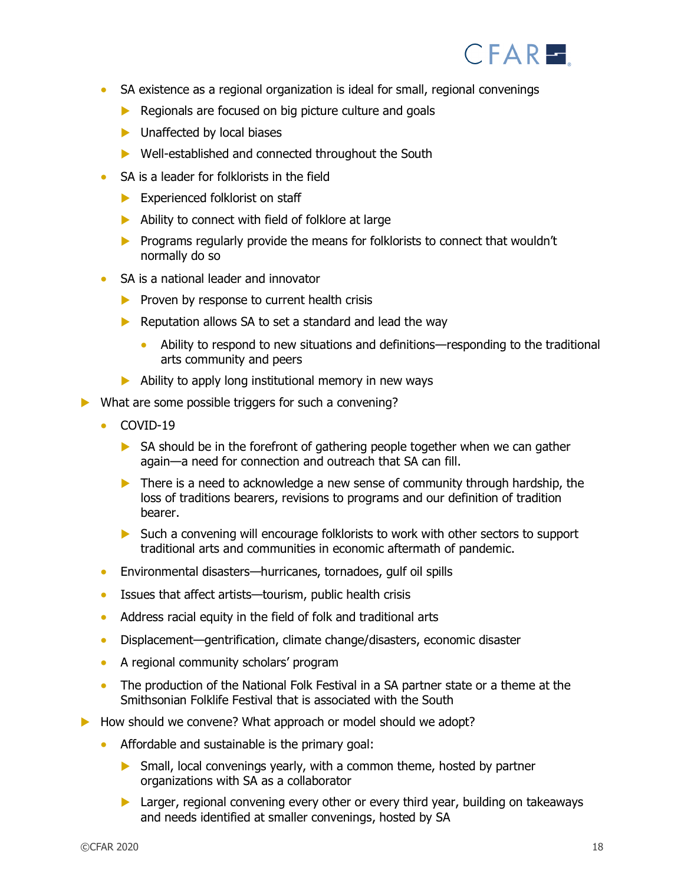- SA existence as a regional organization is ideal for small, regional convenings
  - Regionals are focused on big picture culture and goals
  - Unaffected by local biases
  - Well-established and connected throughout the South
- SA is a leader for folklorists in the field
  - Experienced folklorist on staff
  - Ability to connect with field of folklore at large
  - Programs regularly provide the means for folklorists to connect that wouldn't normally do so
- SA is a national leader and innovator
  - Proven by response to current health crisis
  - Reputation allows SA to set a standard and lead the way
    - Ability to respond to new situations and definitions—responding to the traditional arts community and peers
  - Ability to apply long institutional memory in new ways

- What are some possible triggers for such a convening?
  - COVID-19
    - SA should be in the forefront of gathering people together when we can gather again—a need for connection and outreach that SA can fill.
    - There is a need to acknowledge a new sense of community through hardship, the loss of traditions bearers, revisions to programs and our definition of tradition bearer.
    - Such a convening will encourage folklorists to work with other sectors to support traditional arts and communities in economic aftermath of pandemic.
  - Environmental disasters—hurricanes, tornadoes, gulf oil spills
  - Issues that affect artists—tourism, public health crisis
  - Address racial equity in the field of folk and traditional arts
  - Displacement—gentrification, climate change/disasters, economic disaster
  - A regional community scholars' program
  - The production of the National Folk Festival in a SA partner state or a theme at the Smithsonian Folklife Festival that is associated with the South
- How should we convene? What approach or model should we adopt?
  - Affordable and sustainable is the primary goal:
    - Small, local convenings yearly, with a common theme, hosted by partner organizations with SA as a collaborator
    - Larger, regional convening every other or every third year, building on takeaways and needs identified at smaller convenings, hosted by SA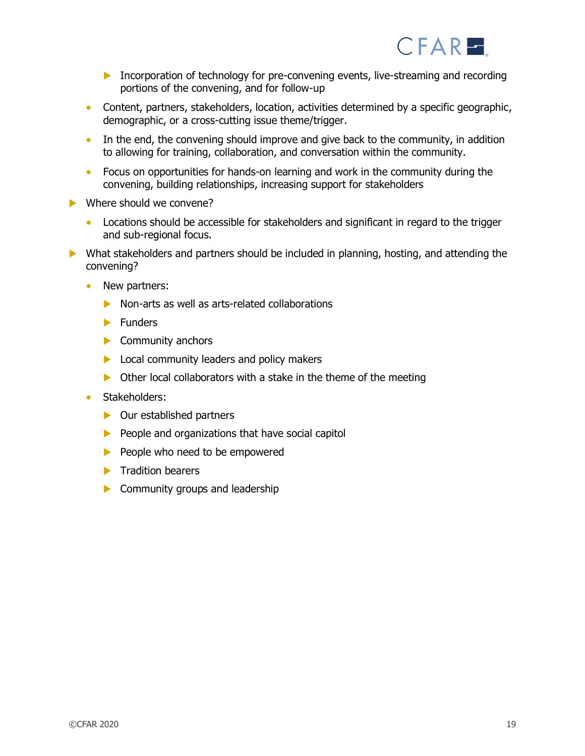- Incorporation of technology for pre-convening events, live-streaming and recording portions of the convening, and for follow-up
  - Content, partners, stakeholders, location, activities determined by a specific geographic, demographic, or a cross-cutting issue theme/trigger.
  - In the end, the convening should improve and give back to the community, in addition to allowing for training, collaboration, and conversation within the community.
  - Focus on opportunities for hands-on learning and work in the community during the convening, building relationships, increasing support for stakeholders

- Where should we convene?
  - Locations should be accessible for stakeholders and significant in regard to the trigger and sub-regional focus.

- What stakeholders and partners should be included in planning, hosting, and attending the convening?
  - New partners:
    - Non-arts as well as arts-related collaborations
    - Funders
    - Community anchors
    - Local community leaders and policy makers
    - Other local collaborators with a stake in the theme of the meeting
  - Stakeholders:
    - Our established partners
    - People and organizations that have social capitol
    - People who need to be empowered
    - Tradition bearers
    - Community groups and leadership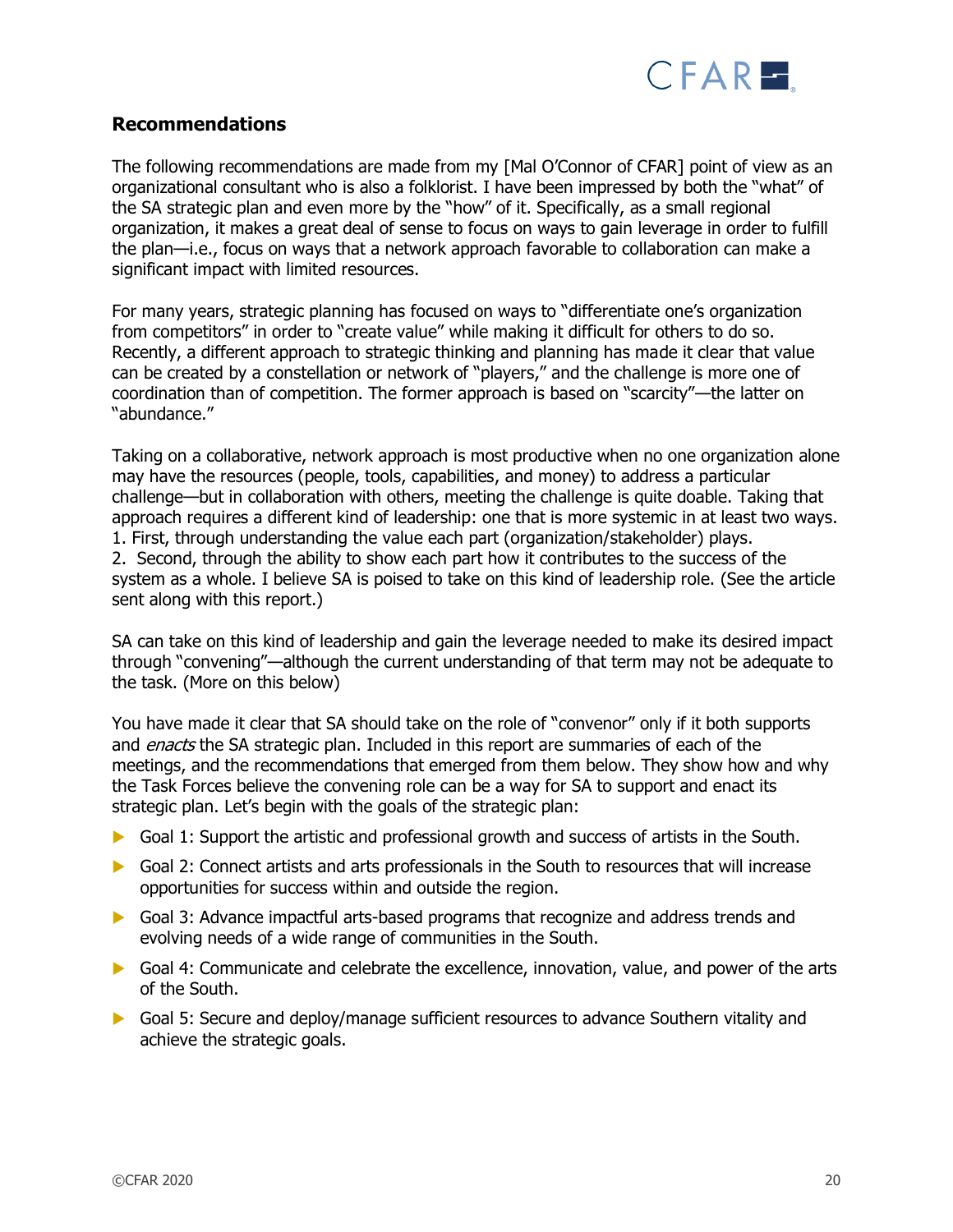## Recommendations

The following recommendations are made from my [Mal O'Connor of CFAR] point of view as an organizational consultant who is also a folklorist. I have been impressed by both the "what" of the SA strategic plan and even more by the "how" of it. Specifically, as a small regional organization, it makes a great deal of sense to focus on ways to gain leverage in order to fulfill the plan—i.e., focus on ways that a network approach favorable to collaboration can make a significant impact with limited resources.

For many years, strategic planning has focused on ways to "differentiate one's organization from competitors" in order to "create value" while making it difficult for others to do so. Recently, a different approach to strategic thinking and planning has made it clear that value can be created by a constellation or network of "players," and the challenge is more one of coordination than of competition. The former approach is based on "scarcity"—the latter on "abundance."

Taking on a collaborative, network approach is most productive when no one organization alone may have the resources (people, tools, capabilities, and money) to address a particular challenge—but in collaboration with others, meeting the challenge is quite doable. Taking that approach requires a different kind of leadership: one that is more systemic in at least two ways.
1. First, through understanding the value each part (organization/stakeholder) plays.
2. Second, through the ability to show each part how it contributes to the success of the system as a whole. I believe SA is poised to take on this kind of leadership role. (See the article sent along with this report.)

SA can take on this kind of leadership and gain the leverage needed to make its desired impact through "convening"—although the current understanding of that term may not be adequate to the task. (More on this below)

You have made it clear that SA should take on the role of "convenor" only if it both supports and *enacts* the SA strategic plan. Included in this report are summaries of each of the meetings, and the recommendations that emerged from them below. They show how and why the Task Forces believe the convening role can be a way for SA to support and enact its strategic plan. Let's begin with the goals of the strategic plan:

- Goal 1: Support the artistic and professional growth and success of artists in the South.
- Goal 2: Connect artists and arts professionals in the South to resources that will increase opportunities for success within and outside the region.
- Goal 3: Advance impactful arts-based programs that recognize and address trends and evolving needs of a wide range of communities in the South.
- Goal 4: Communicate and celebrate the excellence, innovation, value, and power of the arts of the South.
- Goal 5: Secure and deploy/manage sufficient resources to advance Southern vitality and achieve the strategic goals.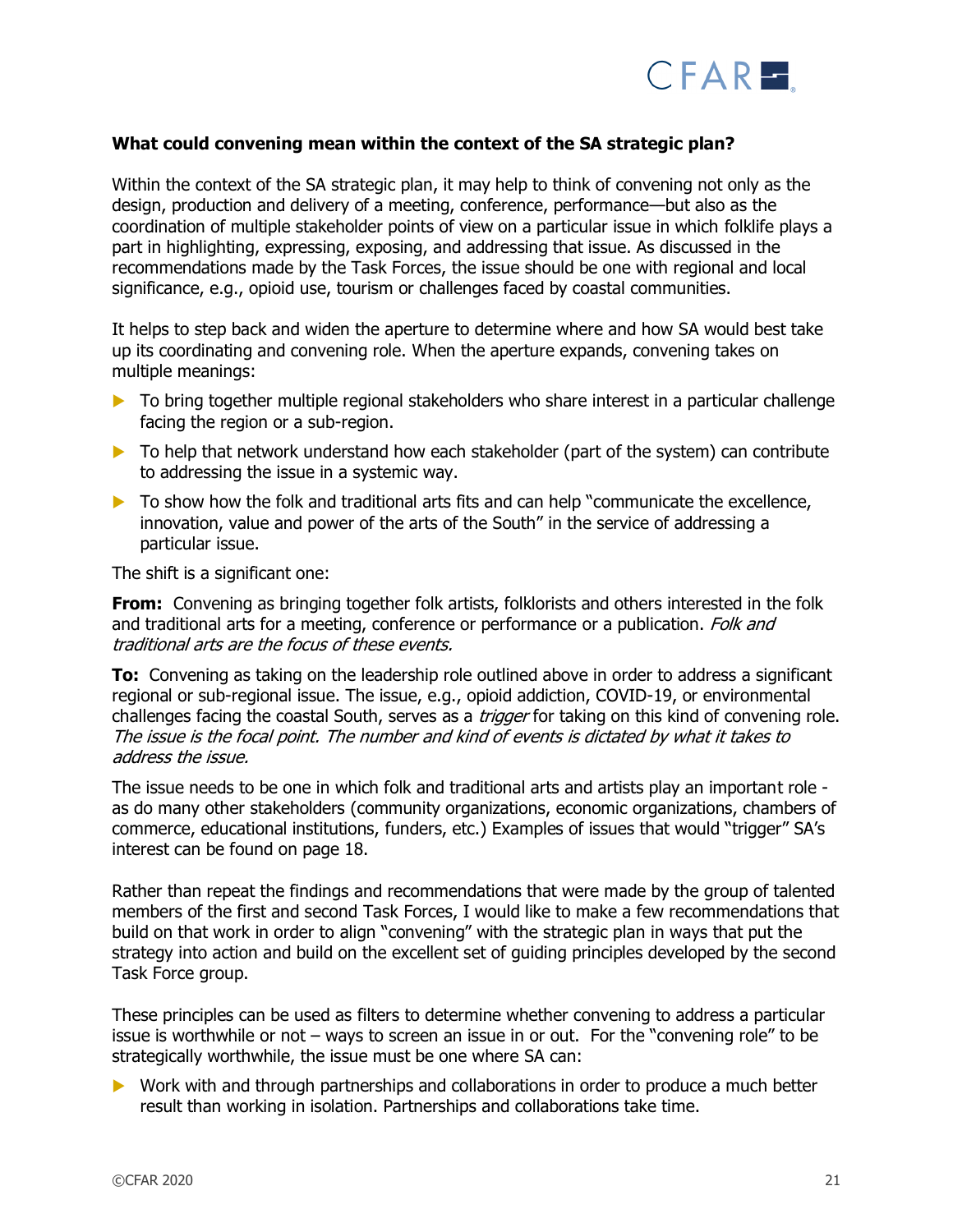**What could convening mean within the context of the SA strategic plan?**

Within the context of the SA strategic plan, it may help to think of convening not only as the design, production and delivery of a meeting, conference, performance—but also as the coordination of multiple stakeholder points of view on a particular issue in which folklife plays a part in highlighting, expressing, exposing, and addressing that issue. As discussed in the recommendations made by the Task Forces, the issue should be one with regional and local significance, e.g., opioid use, tourism or challenges faced by coastal communities.

It helps to step back and widen the aperture to determine where and how SA would best take up its coordinating and convening role. When the aperture expands, convening takes on multiple meanings:

- To bring together multiple regional stakeholders who share interest in a particular challenge facing the region or a sub-region.
- To help that network understand how each stakeholder (part of the system) can contribute to addressing the issue in a systemic way.
- To show how the folk and traditional arts fits and can help "communicate the excellence, innovation, value and power of the arts of the South" in the service of addressing a particular issue.

The shift is a significant one:

**From:** Convening as bringing together folk artists, folklorists and others interested in the folk and traditional arts for a meeting, conference or performance or a publication. *Folk and traditional arts are the focus of these events.*

**To:** Convening as taking on the leadership role outlined above in order to address a significant regional or sub-regional issue. The issue, e.g., opioid addiction, COVID-19, or environmental challenges facing the coastal South, serves as a *trigger* for taking on this kind of convening role. *The issue is the focal point. The number and kind of events is dictated by what it takes to address the issue.*

The issue needs to be one in which folk and traditional arts and artists play an important role - as do many other stakeholders (community organizations, economic organizations, chambers of commerce, educational institutions, funders, etc.) Examples of issues that would "trigger" SA's interest can be found on page 18.

Rather than repeat the findings and recommendations that were made by the group of talented members of the first and second Task Forces, I would like to make a few recommendations that build on that work in order to align "convening" with the strategic plan in ways that put the strategy into action and build on the excellent set of guiding principles developed by the second Task Force group.

These principles can be used as filters to determine whether convening to address a particular issue is worthwhile or not – ways to screen an issue in or out. For the "convening role" to be strategically worthwhile, the issue must be one where SA can:

- Work with and through partnerships and collaborations in order to produce a much better result than working in isolation. Partnerships and collaborations take time.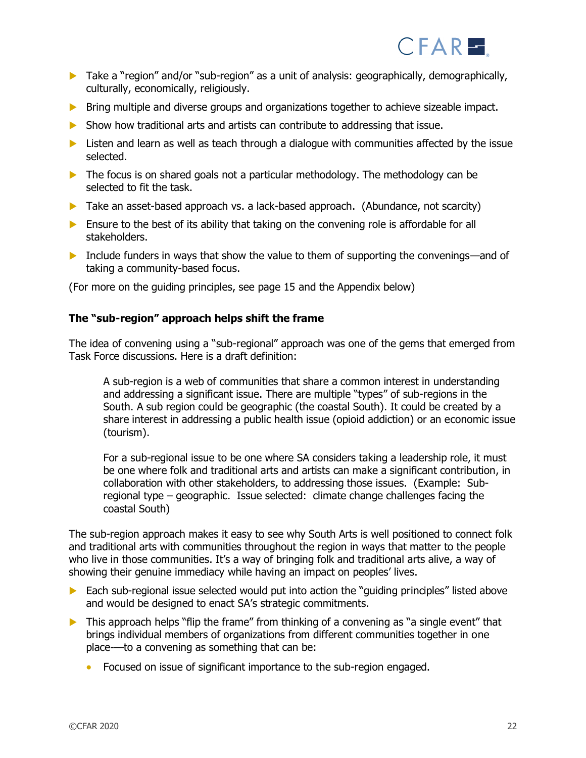- Take a "region" and/or "sub-region" as a unit of analysis: geographically, demographically, culturally, economically, religiously.
- Bring multiple and diverse groups and organizations together to achieve sizeable impact.
- Show how traditional arts and artists can contribute to addressing that issue.
- Listen and learn as well as teach through a dialogue with communities affected by the issue selected.
- The focus is on shared goals not a particular methodology. The methodology can be selected to fit the task.
- Take an asset-based approach vs. a lack-based approach. (Abundance, not scarcity)
- Ensure to the best of its ability that taking on the convening role is affordable for all stakeholders.
- Include funders in ways that show the value to them of supporting the convenings—and of taking a community-based focus.

(For more on the guiding principles, see page 15 and the Appendix below)

**The "sub-region" approach helps shift the frame**

The idea of convening using a "sub-regional" approach was one of the gems that emerged from Task Force discussions. Here is a draft definition:

> A sub-region is a web of communities that share a common interest in understanding and addressing a significant issue. There are multiple "types" of sub-regions in the South. A sub region could be geographic (the coastal South). It could be created by a share interest in addressing a public health issue (opioid addiction) or an economic issue (tourism).
>
> For a sub-regional issue to be one where SA considers taking a leadership role, it must be one where folk and traditional arts and artists can make a significant contribution, in collaboration with other stakeholders, to addressing those issues. (Example: Sub-regional type – geographic. Issue selected: climate change challenges facing the coastal South)

The sub-region approach makes it easy to see why South Arts is well positioned to connect folk and traditional arts with communities throughout the region in ways that matter to the people who live in those communities. It's a way of bringing folk and traditional arts alive, a way of showing their genuine immediacy while having an impact on peoples' lives.

- Each sub-regional issue selected would put into action the "guiding principles" listed above and would be designed to enact SA's strategic commitments.
- This approach helps "flip the frame" from thinking of a convening as "a single event" that brings individual members of organizations from different communities together in one place-—to a convening as something that can be:
    - Focused on issue of significant importance to the sub-region engaged.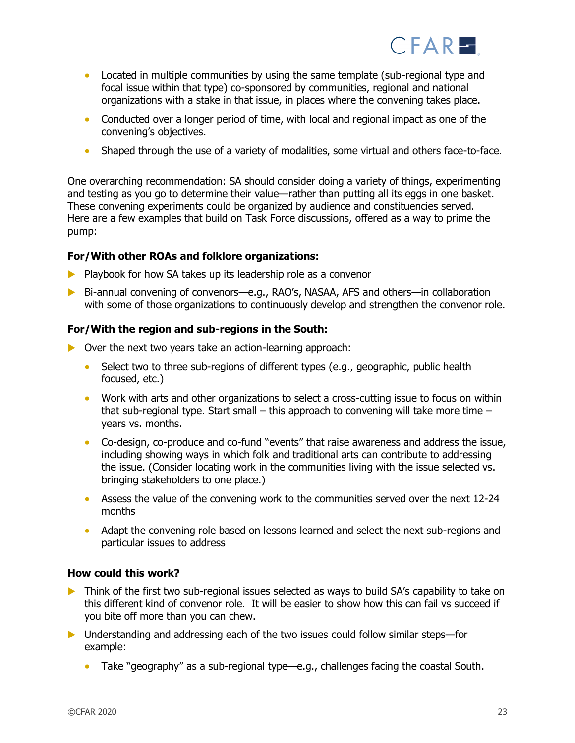- Located in multiple communities by using the same template (sub-regional type and focal issue within that type) co-sponsored by communities, regional and national organizations with a stake in that issue, in places where the convening takes place.
- Conducted over a longer period of time, with local and regional impact as one of the convening's objectives.
- Shaped through the use of a variety of modalities, some virtual and others face-to-face.

One overarching recommendation: SA should consider doing a variety of things, experimenting and testing as you go to determine their value—rather than putting all its eggs in one basket. These convening experiments could be organized by audience and constituencies served. Here are a few examples that build on Task Force discussions, offered as a way to prime the pump:

**For/With other ROAs and folklore organizations:**

- Playbook for how SA takes up its leadership role as a convenor
- Bi-annual convening of convenors—e.g., RAO's, NASAA, AFS and others—in collaboration with some of those organizations to continuously develop and strengthen the convenor role.

**For/With the region and sub-regions in the South:**

- Over the next two years take an action-learning approach:
  - Select two to three sub-regions of different types (e.g., geographic, public health focused, etc.)
  - Work with arts and other organizations to select a cross-cutting issue to focus on within that sub-regional type. Start small – this approach to convening will take more time – years vs. months.
  - Co-design, co-produce and co-fund "events" that raise awareness and address the issue, including showing ways in which folk and traditional arts can contribute to addressing the issue. (Consider locating work in the communities living with the issue selected vs. bringing stakeholders to one place.)
  - Assess the value of the convening work to the communities served over the next 12-24 months
  - Adapt the convening role based on lessons learned and select the next sub-regions and particular issues to address

**How could this work?**

- Think of the first two sub-regional issues selected as ways to build SA's capability to take on this different kind of convenor role. It will be easier to show how this can fail vs succeed if you bite off more than you can chew.
- Understanding and addressing each of the two issues could follow similar steps—for example:
  - Take "geography" as a sub-regional type—e.g., challenges facing the coastal South.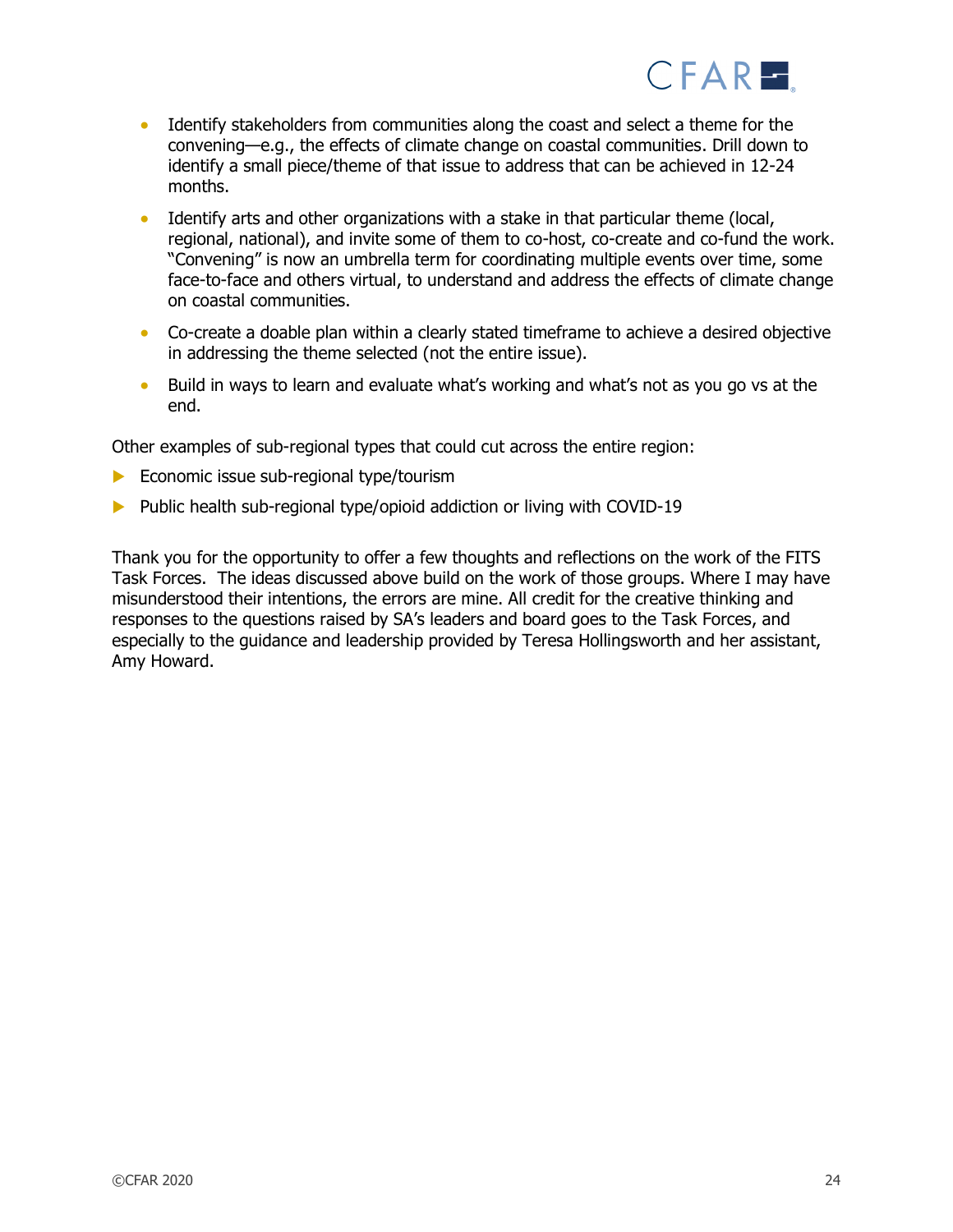- Identify stakeholders from communities along the coast and select a theme for the convening—e.g., the effects of climate change on coastal communities. Drill down to identify a small piece/theme of that issue to address that can be achieved in 12-24 months.
- Identify arts and other organizations with a stake in that particular theme (local, regional, national), and invite some of them to co-host, co-create and co-fund the work. "Convening" is now an umbrella term for coordinating multiple events over time, some face-to-face and others virtual, to understand and address the effects of climate change on coastal communities.
- Co-create a doable plan within a clearly stated timeframe to achieve a desired objective in addressing the theme selected (not the entire issue).
- Build in ways to learn and evaluate what's working and what's not as you go vs at the end.

Other examples of sub-regional types that could cut across the entire region:

- Economic issue sub-regional type/tourism
- Public health sub-regional type/opioid addiction or living with COVID-19

Thank you for the opportunity to offer a few thoughts and reflections on the work of the FITS Task Forces. The ideas discussed above build on the work of those groups. Where I may have misunderstood their intentions, the errors are mine. All credit for the creative thinking and responses to the questions raised by SA's leaders and board goes to the Task Forces, and especially to the guidance and leadership provided by Teresa Hollingsworth and her assistant, Amy Howard.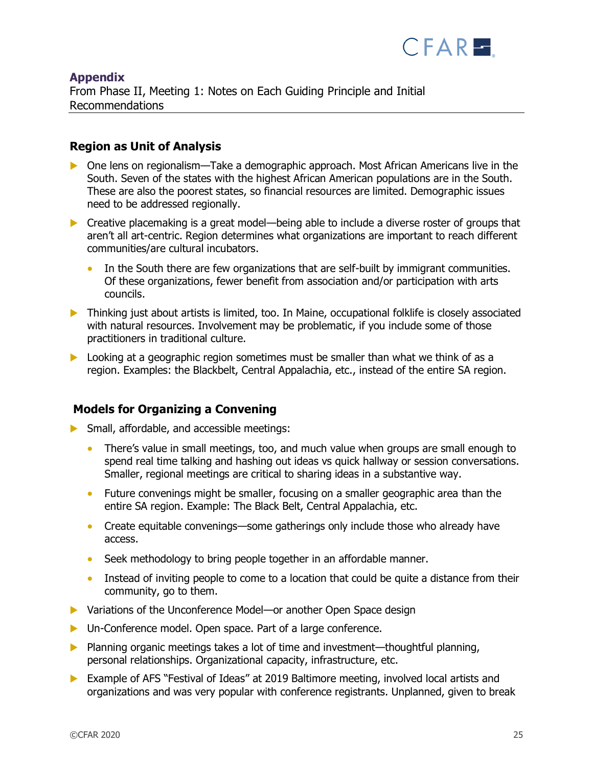## Appendix

From Phase II, Meeting 1: Notes on Each Guiding Principle and Initial Recommendations

### Region as Unit of Analysis

- One lens on regionalism—Take a demographic approach. Most African Americans live in the South. Seven of the states with the highest African American populations are in the South. These are also the poorest states, so financial resources are limited. Demographic issues need to be addressed regionally.
- Creative placemaking is a great model—being able to include a diverse roster of groups that aren't all art-centric. Region determines what organizations are important to reach different communities/are cultural incubators.
  - In the South there are few organizations that are self-built by immigrant communities. Of these organizations, fewer benefit from association and/or participation with arts councils.
- Thinking just about artists is limited, too. In Maine, occupational folklife is closely associated with natural resources. Involvement may be problematic, if you include some of those practitioners in traditional culture.
- Looking at a geographic region sometimes must be smaller than what we think of as a region. Examples: the Blackbelt, Central Appalachia, etc., instead of the entire SA region.

### Models for Organizing a Convening

- Small, affordable, and accessible meetings:
  - There's value in small meetings, too, and much value when groups are small enough to spend real time talking and hashing out ideas vs quick hallway or session conversations. Smaller, regional meetings are critical to sharing ideas in a substantive way.
  - Future convenings might be smaller, focusing on a smaller geographic area than the entire SA region. Example: The Black Belt, Central Appalachia, etc.
  - Create equitable convenings—some gatherings only include those who already have access.
  - Seek methodology to bring people together in an affordable manner.
  - Instead of inviting people to come to a location that could be quite a distance from their community, go to them.
- Variations of the Unconference Model—or another Open Space design
- Un-Conference model. Open space. Part of a large conference.
- Planning organic meetings takes a lot of time and investment—thoughtful planning, personal relationships. Organizational capacity, infrastructure, etc.
- Example of AFS "Festival of Ideas" at 2019 Baltimore meeting, involved local artists and organizations and was very popular with conference registrants. Unplanned, given to break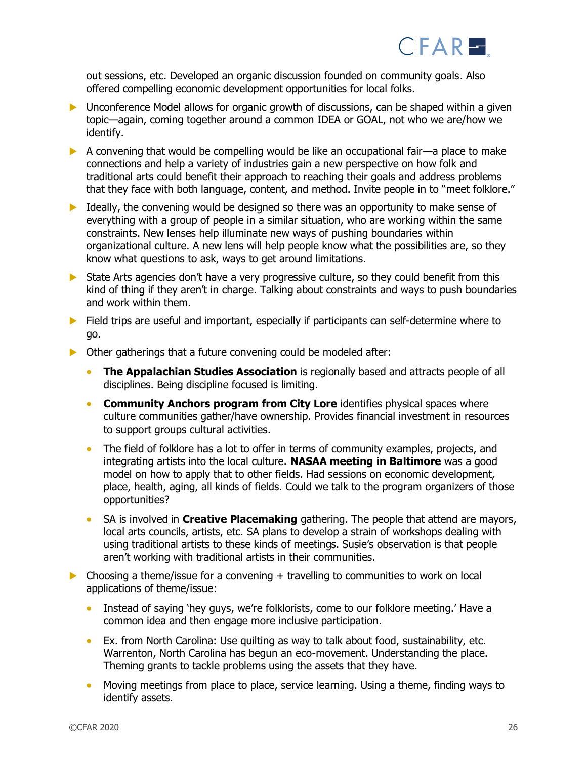out sessions, etc. Developed an organic discussion founded on community goals. Also offered compelling economic development opportunities for local folks.

- Unconference Model allows for organic growth of discussions, can be shaped within a given topic—again, coming together around a common IDEA or GOAL, not who we are/how we identify.
- A convening that would be compelling would be like an occupational fair—a place to make connections and help a variety of industries gain a new perspective on how folk and traditional arts could benefit their approach to reaching their goals and address problems that they face with both language, content, and method. Invite people in to "meet folklore."
- Ideally, the convening would be designed so there was an opportunity to make sense of everything with a group of people in a similar situation, who are working within the same constraints. New lenses help illuminate new ways of pushing boundaries within organizational culture. A new lens will help people know what the possibilities are, so they know what questions to ask, ways to get around limitations.
- State Arts agencies don't have a very progressive culture, so they could benefit from this kind of thing if they aren't in charge. Talking about constraints and ways to push boundaries and work within them.
- Field trips are useful and important, especially if participants can self-determine where to go.
- Other gatherings that a future convening could be modeled after:
  - **The Appalachian Studies Association** is regionally based and attracts people of all disciplines. Being discipline focused is limiting.
  - **Community Anchors program from City Lore** identifies physical spaces where culture communities gather/have ownership. Provides financial investment in resources to support groups cultural activities.
  - The field of folklore has a lot to offer in terms of community examples, projects, and integrating artists into the local culture. **NASAA meeting in Baltimore** was a good model on how to apply that to other fields. Had sessions on economic development, place, health, aging, all kinds of fields. Could we talk to the program organizers of those opportunities?
  - SA is involved in **Creative Placemaking** gathering. The people that attend are mayors, local arts councils, artists, etc. SA plans to develop a strain of workshops dealing with using traditional artists to these kinds of meetings. Susie's observation is that people aren't working with traditional artists in their communities.
- Choosing a theme/issue for a convening + travelling to communities to work on local applications of theme/issue:
  - Instead of saying 'hey guys, we're folklorists, come to our folklore meeting.' Have a common idea and then engage more inclusive participation.
  - Ex. from North Carolina: Use quilting as way to talk about food, sustainability, etc. Warrenton, North Carolina has begun an eco-movement. Understanding the place. Theming grants to tackle problems using the assets that they have.
  - Moving meetings from place to place, service learning. Using a theme, finding ways to identify assets.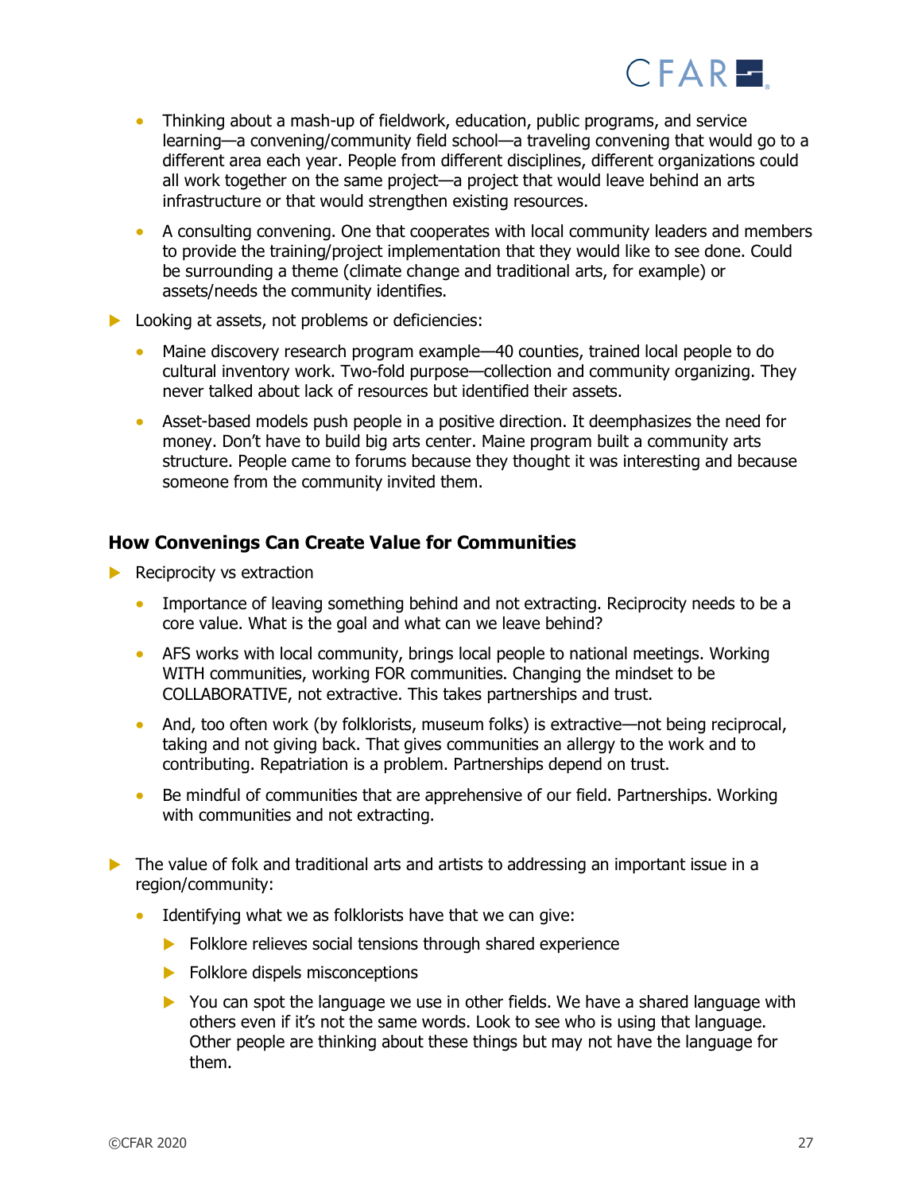- Thinking about a mash-up of fieldwork, education, public programs, and service learning—a convening/community field school—a traveling convening that would go to a different area each year. People from different disciplines, different organizations could all work together on the same project—a project that would leave behind an arts infrastructure or that would strengthen existing resources.
- A consulting convening. One that cooperates with local community leaders and members to provide the training/project implementation that they would like to see done. Could be surrounding a theme (climate change and traditional arts, for example) or assets/needs the community identifies.

- Looking at assets, not problems or deficiencies:
  - Maine discovery research program example—40 counties, trained local people to do cultural inventory work. Two-fold purpose—collection and community organizing. They never talked about lack of resources but identified their assets.
  - Asset-based models push people in a positive direction. It deemphasizes the need for money. Don't have to build big arts center. Maine program built a community arts structure. People came to forums because they thought it was interesting and because someone from the community invited them.

### How Convenings Can Create Value for Communities

- Reciprocity vs extraction
  - Importance of leaving something behind and not extracting. Reciprocity needs to be a core value. What is the goal and what can we leave behind?
  - AFS works with local community, brings local people to national meetings. Working WITH communities, working FOR communities. Changing the mindset to be COLLABORATIVE, not extractive. This takes partnerships and trust.
  - And, too often work (by folklorists, museum folks) is extractive—not being reciprocal, taking and not giving back. That gives communities an allergy to the work and to contributing. Repatriation is a problem. Partnerships depend on trust.
  - Be mindful of communities that are apprehensive of our field. Partnerships. Working with communities and not extracting.

- The value of folk and traditional arts and artists to addressing an important issue in a region/community:
  - Identifying what we as folklorists have that we can give:
    - Folklore relieves social tensions through shared experience
    - Folklore dispels misconceptions
    - You can spot the language we use in other fields. We have a shared language with others even if it's not the same words. Look to see who is using that language. Other people are thinking about these things but may not have the language for them.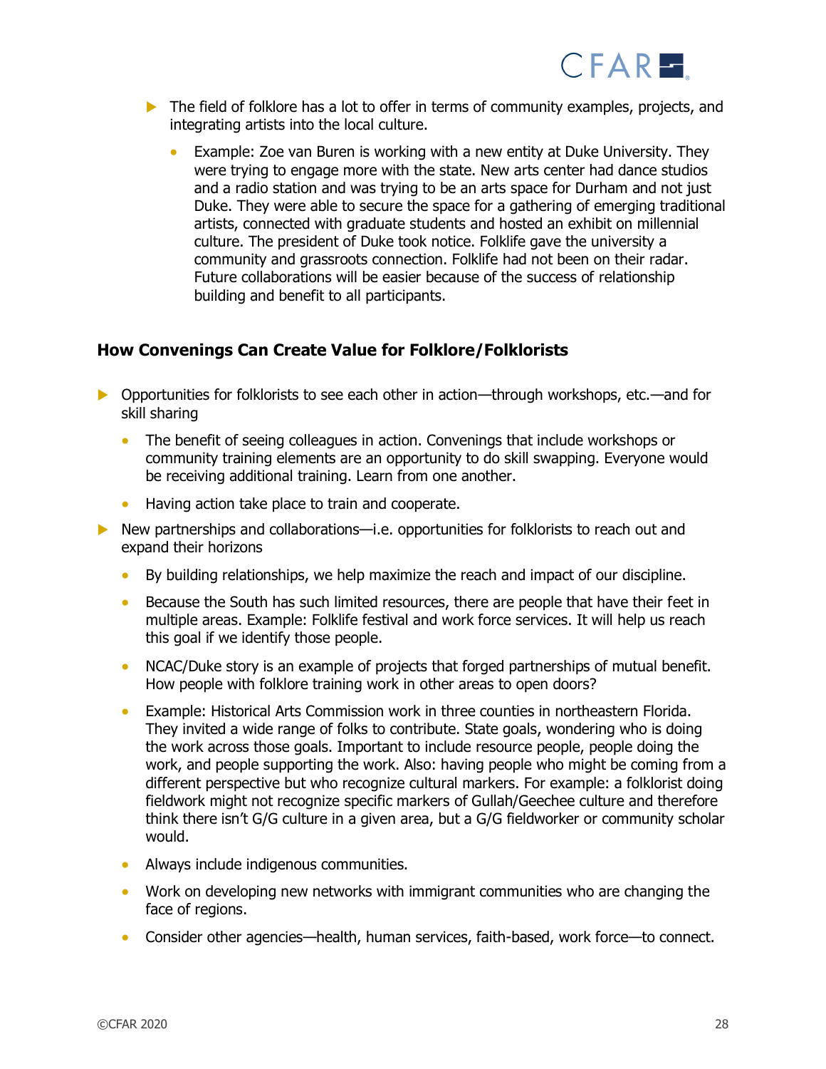- The field of folklore has a lot to offer in terms of community examples, projects, and integrating artists into the local culture.
  - Example: Zoe van Buren is working with a new entity at Duke University. They were trying to engage more with the state. New arts center had dance studios and a radio station and was trying to be an arts space for Durham and not just Duke. They were able to secure the space for a gathering of emerging traditional artists, connected with graduate students and hosted an exhibit on millennial culture. The president of Duke took notice. Folklife gave the university a community and grassroots connection. Folklife had not been on their radar. Future collaborations will be easier because of the success of relationship building and benefit to all participants.

### How Convenings Can Create Value for Folklore/Folklorists

- Opportunities for folklorists to see each other in action—through workshops, etc.—and for skill sharing
  - The benefit of seeing colleagues in action. Convenings that include workshops or community training elements are an opportunity to do skill swapping. Everyone would be receiving additional training. Learn from one another.
  - Having action take place to train and cooperate.
- New partnerships and collaborations—i.e. opportunities for folklorists to reach out and expand their horizons
  - By building relationships, we help maximize the reach and impact of our discipline.
  - Because the South has such limited resources, there are people that have their feet in multiple areas. Example: Folklife festival and work force services. It will help us reach this goal if we identify those people.
  - NCAC/Duke story is an example of projects that forged partnerships of mutual benefit. How people with folklore training work in other areas to open doors?
  - Example: Historical Arts Commission work in three counties in northeastern Florida. They invited a wide range of folks to contribute. State goals, wondering who is doing the work across those goals. Important to include resource people, people doing the work, and people supporting the work. Also: having people who might be coming from a different perspective but who recognize cultural markers. For example: a folklorist doing fieldwork might not recognize specific markers of Gullah/Geechee culture and therefore think there isn't G/G culture in a given area, but a G/G fieldworker or community scholar would.
  - Always include indigenous communities.
  - Work on developing new networks with immigrant communities who are changing the face of regions.
  - Consider other agencies—health, human services, faith-based, work force—to connect.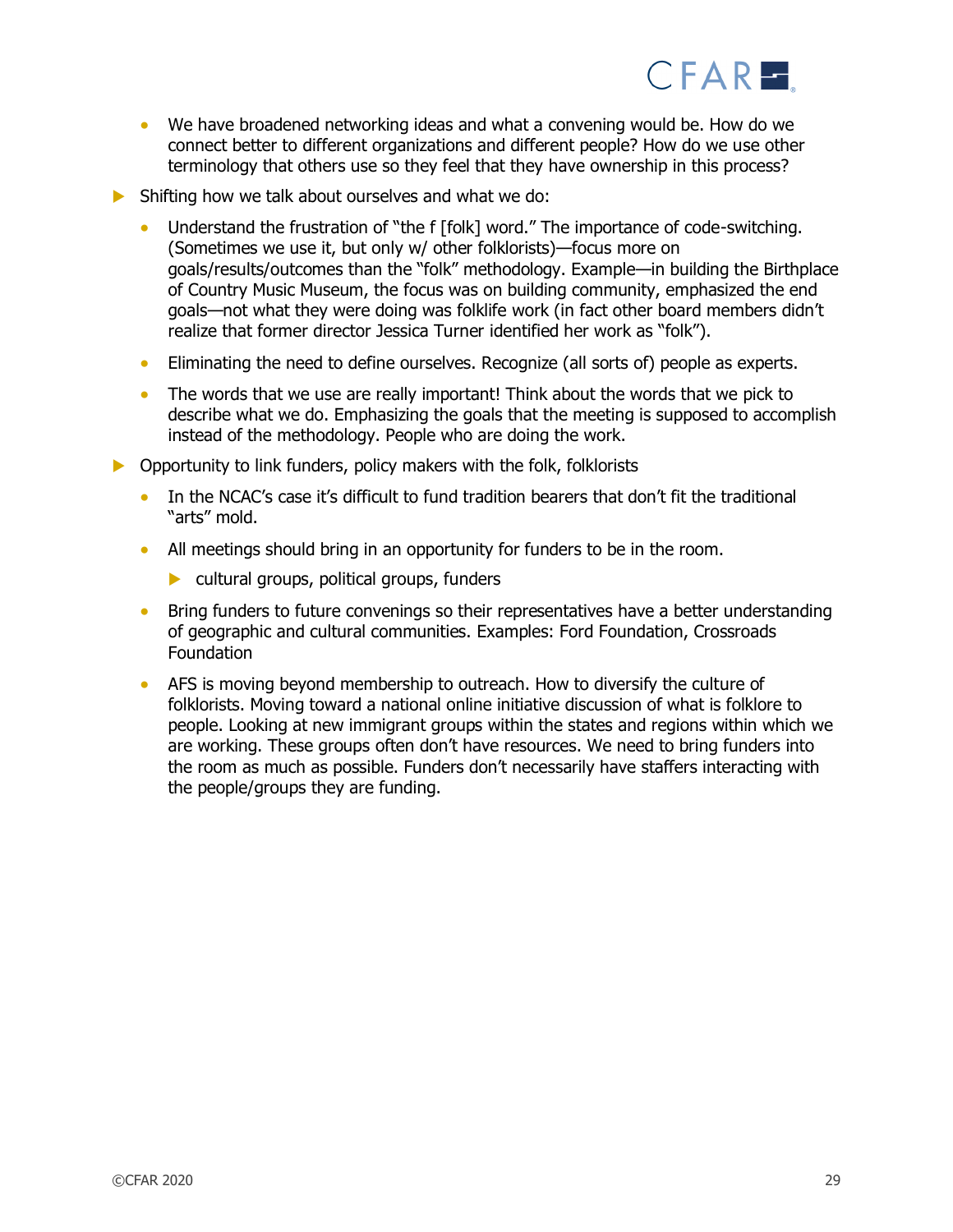- We have broadened networking ideas and what a convening would be. How do we connect better to different organizations and different people? How do we use other terminology that others use so they feel that they have ownership in this process?

- Shifting how we talk about ourselves and what we do:
  - Understand the frustration of "the f [folk] word." The importance of code-switching. (Sometimes we use it, but only w/ other folklorists)—focus more on goals/results/outcomes than the "folk" methodology. Example—in building the Birthplace of Country Music Museum, the focus was on building community, emphasized the end goals—not what they were doing was folklife work (in fact other board members didn't realize that former director Jessica Turner identified her work as "folk").
  - Eliminating the need to define ourselves. Recognize (all sorts of) people as experts.
  - The words that we use are really important! Think about the words that we pick to describe what we do. Emphasizing the goals that the meeting is supposed to accomplish instead of the methodology. People who are doing the work.

- Opportunity to link funders, policy makers with the folk, folklorists
  - In the NCAC's case it's difficult to fund tradition bearers that don't fit the traditional "arts" mold.
  - All meetings should bring in an opportunity for funders to be in the room.
    - cultural groups, political groups, funders
  - Bring funders to future convenings so their representatives have a better understanding of geographic and cultural communities. Examples: Ford Foundation, Crossroads Foundation
  - AFS is moving beyond membership to outreach. How to diversify the culture of folklorists. Moving toward a national online initiative discussion of what is folklore to people. Looking at new immigrant groups within the states and regions within which we are working. These groups often don't have resources. We need to bring funders into the room as much as possible. Funders don't necessarily have staffers interacting with the people/groups they are funding.